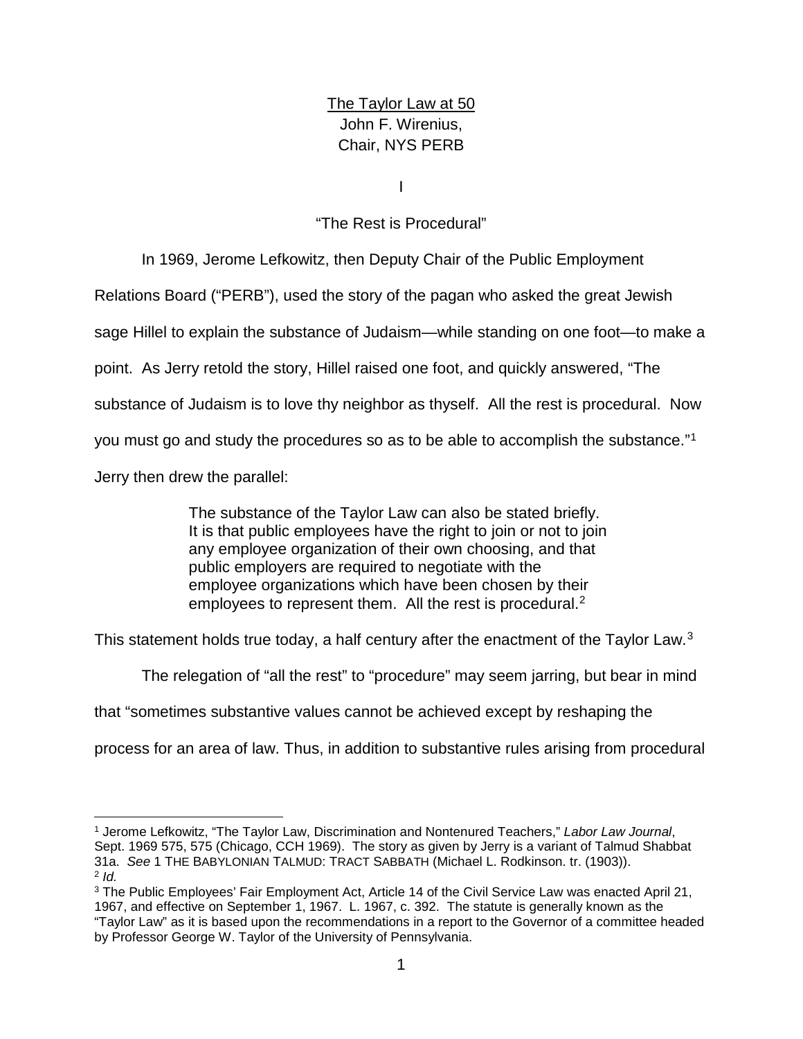# The Taylor Law at 50

John F. Wirenius,
Chair, NYS PERB

## I

### "The Rest is Procedural"

In 1969, Jerome Lefkowitz, then Deputy Chair of the Public Employment Relations Board ("PERB"), used the story of the pagan who asked the great Jewish sage Hillel to explain the substance of Judaism—while standing on one foot—to make a point. As Jerry retold the story, Hillel raised one foot, and quickly answered, "The substance of Judaism is to love thy neighbor as thyself. All the rest is procedural. Now you must go and study the procedures so as to be able to accomplish the substance."[1] Jerry then drew the parallel:

> The substance of the Taylor Law can also be stated briefly. It is that public employees have the right to join or not to join any employee organization of their own choosing, and that public employers are required to negotiate with the employee organizations which have been chosen by their employees to represent them. All the rest is procedural.[2]

This statement holds true today, a half century after the enactment of the Taylor Law.[3]

The relegation of "all the rest" to "procedure" may seem jarring, but bear in mind that "sometimes substantive values cannot be achieved except by reshaping the process for an area of law. Thus, in addition to substantive rules arising from procedural

---

[1] Jerome Lefkowitz, "The Taylor Law, Discrimination and Nontenured Teachers," *Labor Law Journal*, Sept. 1969 575, 575 (Chicago, CCH 1969). The story as given by Jerry is a variant of Talmud Shabbat 31a. *See* 1 THE BABYLONIAN TALMUD: TRACT SABBATH (Michael L. Rodkinson. tr. (1903)).

[2] *Id.*

[3] The Public Employees' Fair Employment Act, Article 14 of the Civil Service Law was enacted April 21, 1967, and effective on September 1, 1967. L. 1967, c. 392. The statute is generally known as the "Taylor Law" as it is based upon the recommendations in a report to the Governor of a committee headed by Professor George W. Taylor of the University of Pennsylvania.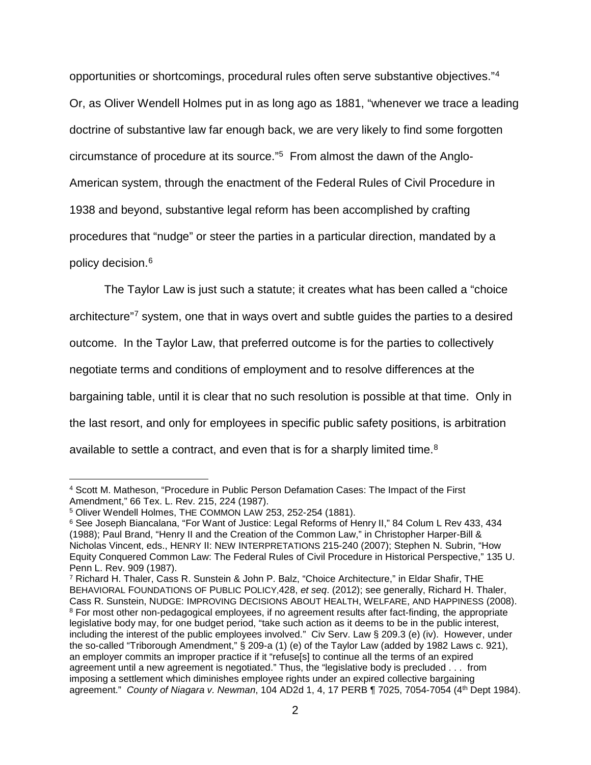opportunities or shortcomings, procedural rules often serve substantive objectives."[4] Or, as Oliver Wendell Holmes put in as long ago as 1881, "whenever we trace a leading doctrine of substantive law far enough back, we are very likely to find some forgotten circumstance of procedure at its source."[5] From almost the dawn of the Anglo-American system, through the enactment of the Federal Rules of Civil Procedure in 1938 and beyond, substantive legal reform has been accomplished by crafting procedures that "nudge" or steer the parties in a particular direction, mandated by a policy decision.[6]

The Taylor Law is just such a statute; it creates what has been called a "choice architecture"[7] system, one that in ways overt and subtle guides the parties to a desired outcome. In the Taylor Law, that preferred outcome is for the parties to collectively negotiate terms and conditions of employment and to resolve differences at the bargaining table, until it is clear that no such resolution is possible at that time. Only in the last resort, and only for employees in specific public safety positions, is arbitration available to settle a contract, and even that is for a sharply limited time.[8]

---

[4] Scott M. Matheson, "Procedure in Public Person Defamation Cases: The Impact of the First Amendment," 66 Tex. L. Rev. 215, 224 (1987).

[5] Oliver Wendell Holmes, THE COMMON LAW 253, 252-254 (1881).

[6] See Joseph Biancalana, "For Want of Justice: Legal Reforms of Henry II," 84 Colum L Rev 433, 434 (1988); Paul Brand, "Henry II and the Creation of the Common Law," in Christopher Harper-Bill & Nicholas Vincent, eds., HENRY II: NEW INTERPRETATIONS 215-240 (2007); Stephen N. Subrin, "How Equity Conquered Common Law: The Federal Rules of Civil Procedure in Historical Perspective," 135 U. Penn L. Rev. 909 (1987).

[7] Richard H. Thaler, Cass R. Sunstein & John P. Balz, "Choice Architecture," in Eldar Shafir, THE BEHAVIORAL FOUNDATIONS OF PUBLIC POLICY,428, *et seq*. (2012); see generally, Richard H. Thaler, Cass R. Sunstein, NUDGE: IMPROVING DECISIONS ABOUT HEALTH, WELFARE, AND HAPPINESS (2008).

[8] For most other non-pedagogical employees, if no agreement results after fact-finding, the appropriate legislative body may, for one budget period, "take such action as it deems to be in the public interest, including the interest of the public employees involved." Civ Serv. Law § 209.3 (e) (iv). However, under the so-called "Triborough Amendment," § 209-a (1) (e) of the Taylor Law (added by 1982 Laws c. 921), an employer commits an improper practice if it "refuse[s] to continue all the terms of an expired agreement until a new agreement is negotiated." Thus, the "legislative body is precluded . . . from imposing a settlement which diminishes employee rights under an expired collective bargaining agreement." *County of Niagara v. Newman*, 104 AD2d 1, 4, 17 PERB ¶ 7025, 7054-7054 (4th Dept 1984).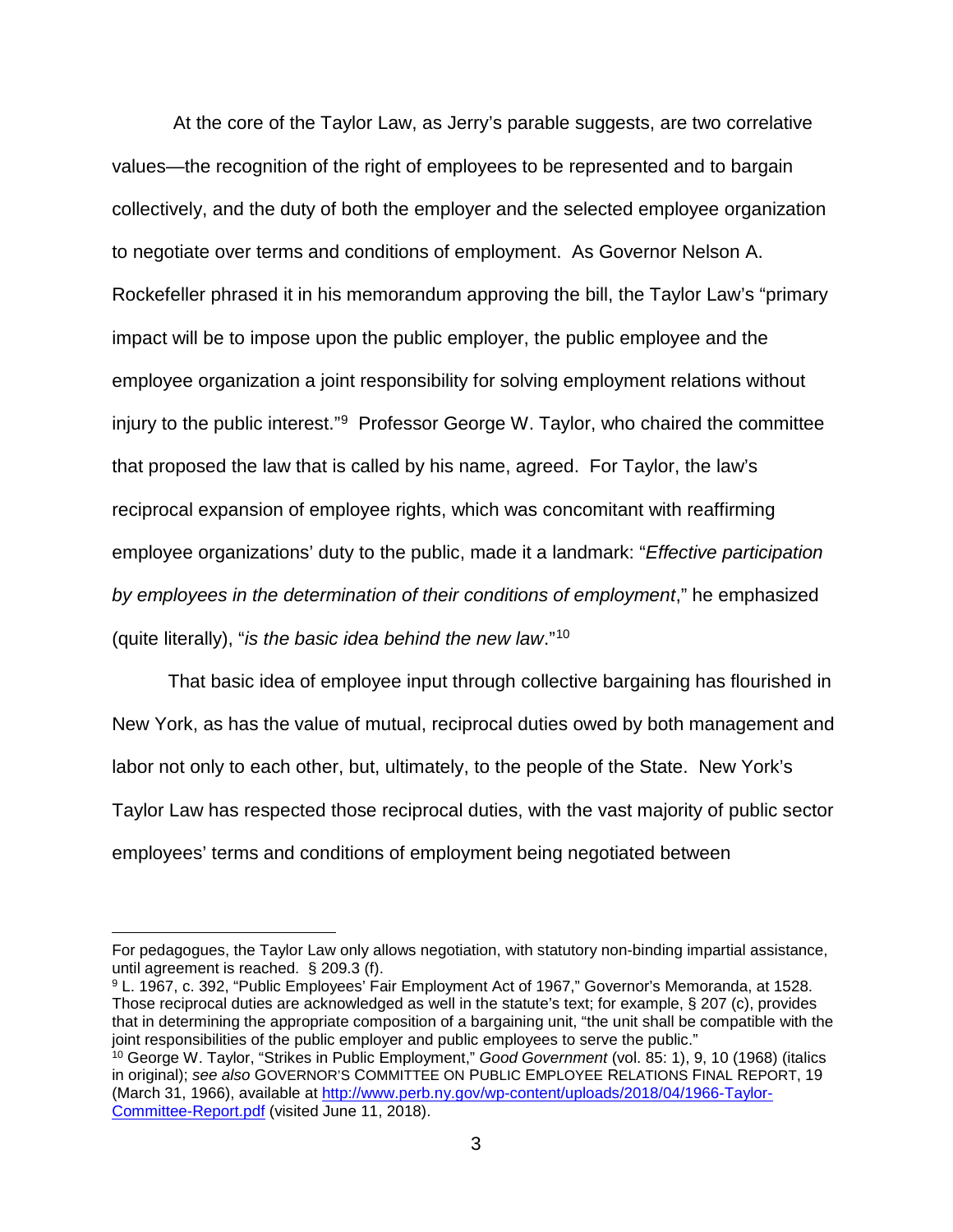At the core of the Taylor Law, as Jerry's parable suggests, are two correlative values—the recognition of the right of employees to be represented and to bargain collectively, and the duty of both the employer and the selected employee organization to negotiate over terms and conditions of employment. As Governor Nelson A. Rockefeller phrased it in his memorandum approving the bill, the Taylor Law's "primary impact will be to impose upon the public employer, the public employee and the employee organization a joint responsibility for solving employment relations without injury to the public interest."[9] Professor George W. Taylor, who chaired the committee that proposed the law that is called by his name, agreed. For Taylor, the law's reciprocal expansion of employee rights, which was concomitant with reaffirming employee organizations' duty to the public, made it a landmark: "*Effective participation by employees in the determination of their conditions of employment*," he emphasized (quite literally), "*is the basic idea behind the new law*."[10]

That basic idea of employee input through collective bargaining has flourished in New York, as has the value of mutual, reciprocal duties owed by both management and labor not only to each other, but, ultimately, to the people of the State. New York's Taylor Law has respected those reciprocal duties, with the vast majority of public sector employees' terms and conditions of employment being negotiated between

---

For pedagogues, the Taylor Law only allows negotiation, with statutory non-binding impartial assistance, until agreement is reached. § 209.3 (f).

[9] L. 1967, c. 392, "Public Employees' Fair Employment Act of 1967," Governor's Memoranda, at 1528. Those reciprocal duties are acknowledged as well in the statute's text; for example, § 207 (c), provides that in determining the appropriate composition of a bargaining unit, "the unit shall be compatible with the joint responsibilities of the public employer and public employees to serve the public."

[10] George W. Taylor, "Strikes in Public Employment," *Good Government* (vol. 85: 1), 9, 10 (1968) (italics in original); *see also* GOVERNOR'S COMMITTEE ON PUBLIC EMPLOYEE RELATIONS FINAL REPORT, 19 (March 31, 1966), available at [http://www.perb.ny.gov/wp-content/uploads/2018/04/1966-Taylor-Committee-Report.pdf](http://www.perb.ny.gov/wp-content/uploads/2018/04/1966-Taylor-Committee-Report.pdf) (visited June 11, 2018).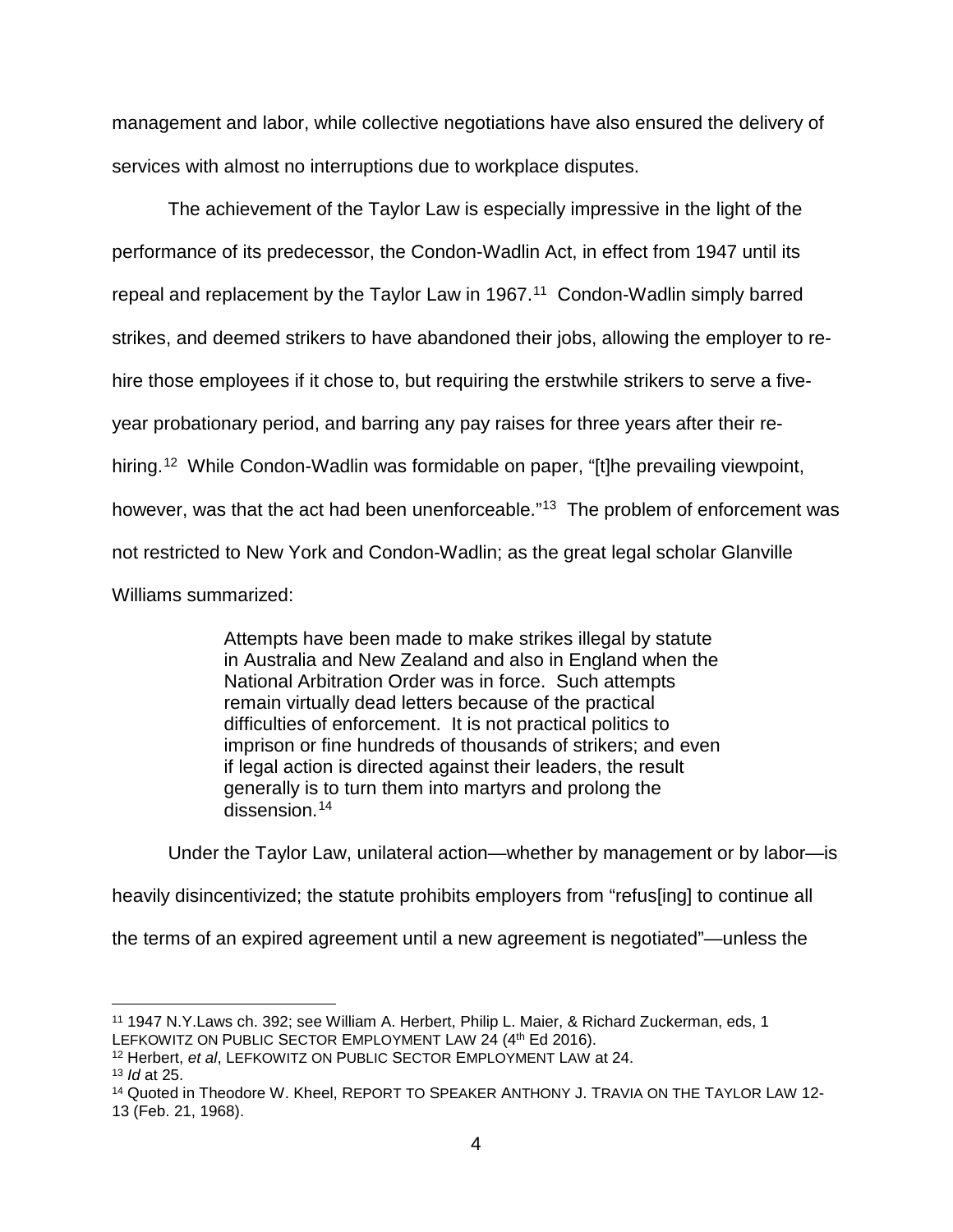management and labor, while collective negotiations have also ensured the delivery of services with almost no interruptions due to workplace disputes.

The achievement of the Taylor Law is especially impressive in the light of the performance of its predecessor, the Condon-Wadlin Act, in effect from 1947 until its repeal and replacement by the Taylor Law in 1967.[11] Condon-Wadlin simply barred strikes, and deemed strikers to have abandoned their jobs, allowing the employer to re-hire those employees if it chose to, but requiring the erstwhile strikers to serve a five-year probationary period, and barring any pay raises for three years after their re-hiring.[12] While Condon-Wadlin was formidable on paper, "[t]he prevailing viewpoint, however, was that the act had been unenforceable."[13] The problem of enforcement was not restricted to New York and Condon-Wadlin; as the great legal scholar Glanville Williams summarized:

> Attempts have been made to make strikes illegal by statute in Australia and New Zealand and also in England when the National Arbitration Order was in force. Such attempts remain virtually dead letters because of the practical difficulties of enforcement. It is not practical politics to imprison or fine hundreds of thousands of strikers; and even if legal action is directed against their leaders, the result generally is to turn them into martyrs and prolong the dissension.[14]

Under the Taylor Law, unilateral action—whether by management or by labor—is heavily disincentivized; the statute prohibits employers from "refus[ing] to continue all the terms of an expired agreement until a new agreement is negotiated"—unless the

---

[11] 1947 N.Y.Laws ch. 392; see William A. Herbert, Philip L. Maier, & Richard Zuckerman, eds, 1 LEFKOWITZ ON PUBLIC SECTOR EMPLOYMENT LAW 24 (4th Ed 2016).

[12] Herbert, *et al*, LEFKOWITZ ON PUBLIC SECTOR EMPLOYMENT LAW at 24.

[13] *Id* at 25.

[14] Quoted in Theodore W. Kheel, REPORT TO SPEAKER ANTHONY J. TRAVIA ON THE TAYLOR LAW 12-13 (Feb. 21, 1968).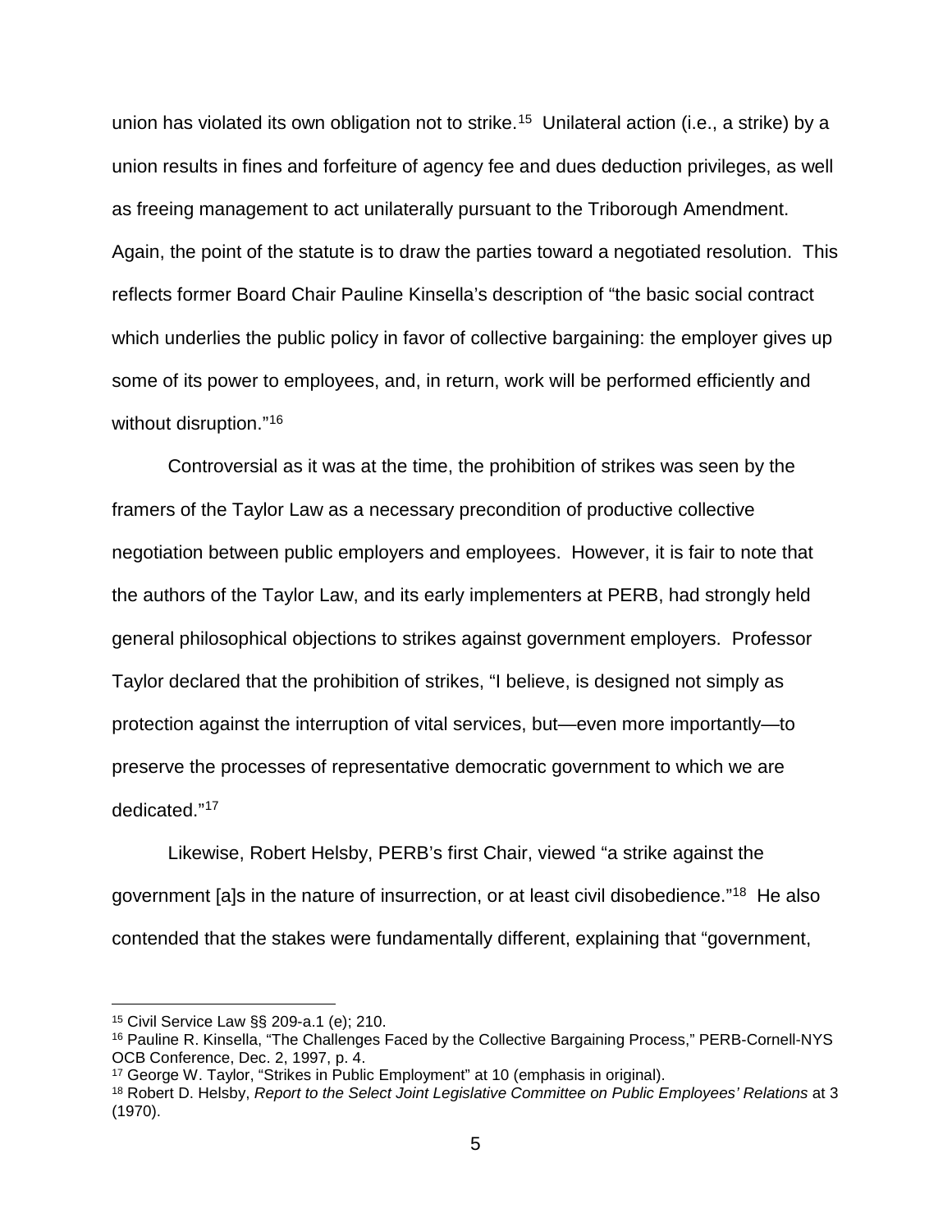union has violated its own obligation not to strike.[15] Unilateral action (i.e., a strike) by a union results in fines and forfeiture of agency fee and dues deduction privileges, as well as freeing management to act unilaterally pursuant to the Triborough Amendment. Again, the point of the statute is to draw the parties toward a negotiated resolution. This reflects former Board Chair Pauline Kinsella's description of "the basic social contract which underlies the public policy in favor of collective bargaining: the employer gives up some of its power to employees, and, in return, work will be performed efficiently and without disruption."[16]

Controversial as it was at the time, the prohibition of strikes was seen by the framers of the Taylor Law as a necessary precondition of productive collective negotiation between public employers and employees. However, it is fair to note that the authors of the Taylor Law, and its early implementers at PERB, had strongly held general philosophical objections to strikes against government employers. Professor Taylor declared that the prohibition of strikes, "I believe, is designed not simply as protection against the interruption of vital services, but—even more importantly—to preserve the processes of representative democratic government to which we are dedicated."[17]

Likewise, Robert Helsby, PERB's first Chair, viewed "a strike against the government [a]s in the nature of insurrection, or at least civil disobedience."[18] He also contended that the stakes were fundamentally different, explaining that "government,

---

[15] Civil Service Law §§ 209-a.1 (e); 210.

[16] Pauline R. Kinsella, "The Challenges Faced by the Collective Bargaining Process," PERB-Cornell-NYS OCB Conference, Dec. 2, 1997, p. 4.

[17] George W. Taylor, "Strikes in Public Employment" at 10 (emphasis in original).

[18] Robert D. Helsby, *Report to the Select Joint Legislative Committee on Public Employees' Relations* at 3 (1970).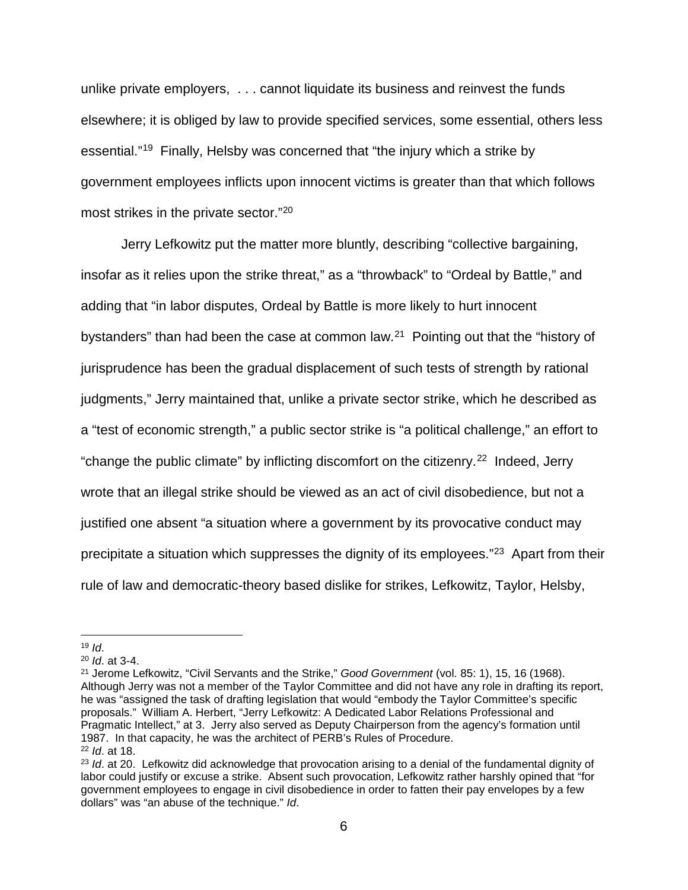unlike private employers, . . . cannot liquidate its business and reinvest the funds elsewhere; it is obliged by law to provide specified services, some essential, others less essential."[19] Finally, Helsby was concerned that "the injury which a strike by government employees inflicts upon innocent victims is greater than that which follows most strikes in the private sector."[20]

Jerry Lefkowitz put the matter more bluntly, describing "collective bargaining, insofar as it relies upon the strike threat," as a "throwback" to "Ordeal by Battle," and adding that "in labor disputes, Ordeal by Battle is more likely to hurt innocent bystanders" than had been the case at common law.[21] Pointing out that the "history of jurisprudence has been the gradual displacement of such tests of strength by rational judgments," Jerry maintained that, unlike a private sector strike, which he described as a "test of economic strength," a public sector strike is "a political challenge," an effort to "change the public climate" by inflicting discomfort on the citizenry.[22] Indeed, Jerry wrote that an illegal strike should be viewed as an act of civil disobedience, but not a justified one absent "a situation where a government by its provocative conduct may precipitate a situation which suppresses the dignity of its employees."[23] Apart from their rule of law and democratic-theory based dislike for strikes, Lefkowitz, Taylor, Helsby,

---

[19] *Id*.

[20] *Id*. at 3-4.

[21] Jerome Lefkowitz, "Civil Servants and the Strike," *Good Government* (vol. 85: 1), 15, 16 (1968). Although Jerry was not a member of the Taylor Committee and did not have any role in drafting its report, he was "assigned the task of drafting legislation that would "embody the Taylor Committee's specific proposals." William A. Herbert, "Jerry Lefkowitz: A Dedicated Labor Relations Professional and Pragmatic Intellect," at 3. Jerry also served as Deputy Chairperson from the agency's formation until 1987. In that capacity, he was the architect of PERB's Rules of Procedure.

[22] *Id*. at 18.

[23] *Id*. at 20. Lefkowitz did acknowledge that provocation arising to a denial of the fundamental dignity of labor could justify or excuse a strike. Absent such provocation, Lefkowitz rather harshly opined that "for government employees to engage in civil disobedience in order to fatten their pay envelopes by a few dollars" was "an abuse of the technique." *Id*.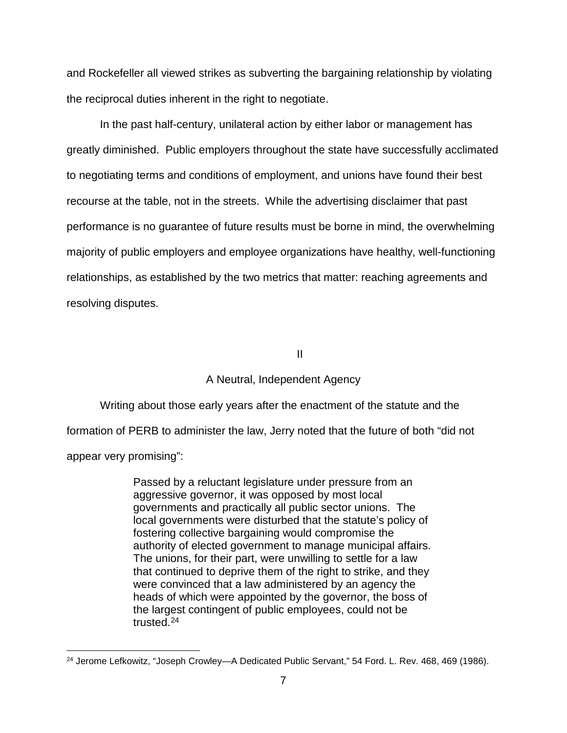and Rockefeller all viewed strikes as subverting the bargaining relationship by violating the reciprocal duties inherent in the right to negotiate.

In the past half-century, unilateral action by either labor or management has greatly diminished. Public employers throughout the state have successfully acclimated to negotiating terms and conditions of employment, and unions have found their best recourse at the table, not in the streets. While the advertising disclaimer that past performance is no guarantee of future results must be borne in mind, the overwhelming majority of public employers and employee organizations have healthy, well-functioning relationships, as established by the two metrics that matter: reaching agreements and resolving disputes.

## II

## A Neutral, Independent Agency

Writing about those early years after the enactment of the statute and the formation of PERB to administer the law, Jerry noted that the future of both "did not appear very promising":

> Passed by a reluctant legislature under pressure from an aggressive governor, it was opposed by most local governments and practically all public sector unions. The local governments were disturbed that the statute's policy of fostering collective bargaining would compromise the authority of elected government to manage municipal affairs. The unions, for their part, were unwilling to settle for a law that continued to deprive them of the right to strike, and they were convinced that a law administered by an agency the heads of which were appointed by the governor, the boss of the largest contingent of public employees, could not be trusted.[24]

[24] Jerome Lefkowitz, "Joseph Crowley—A Dedicated Public Servant," 54 Ford. L. Rev. 468, 469 (1986).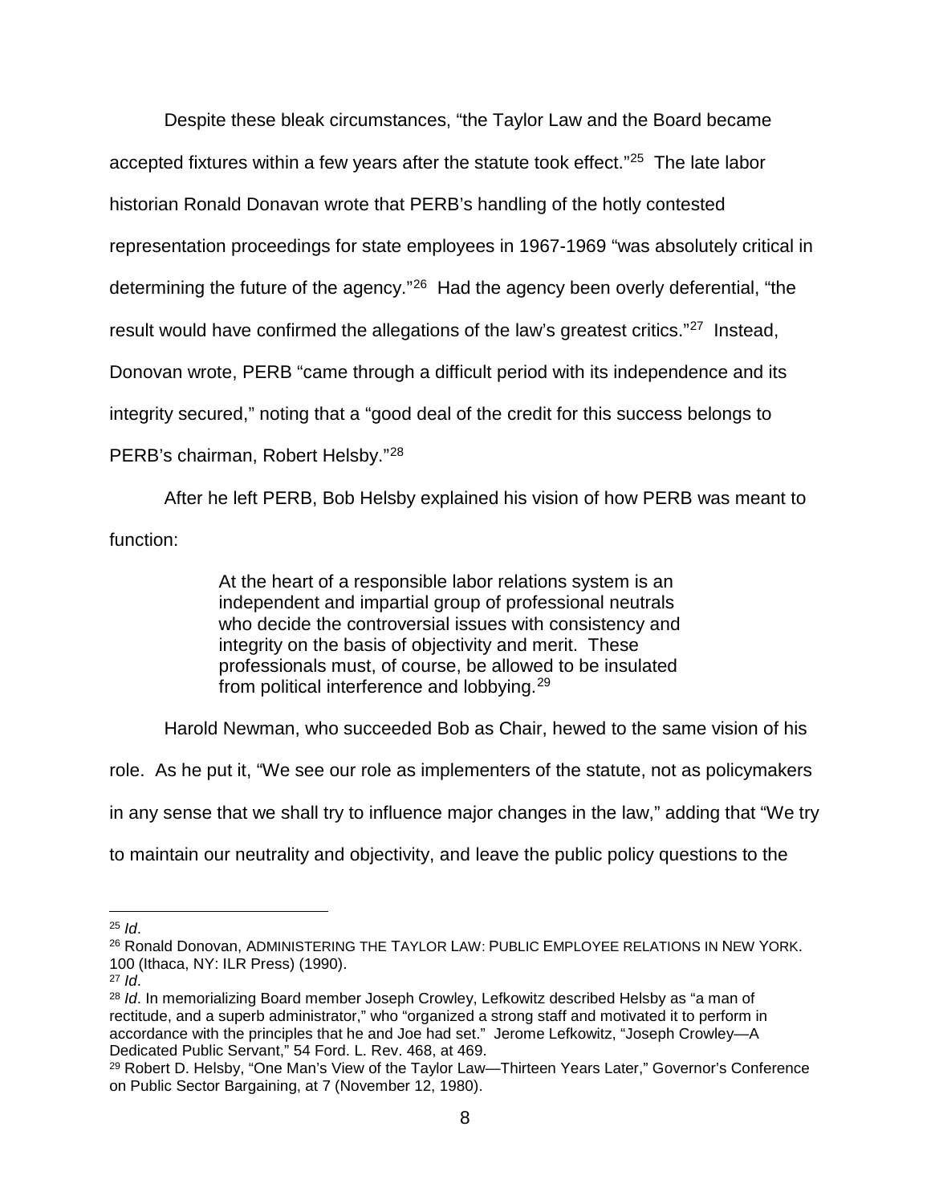Despite these bleak circumstances, "the Taylor Law and the Board became accepted fixtures within a few years after the statute took effect."[25] The late labor historian Ronald Donavan wrote that PERB's handling of the hotly contested representation proceedings for state employees in 1967-1969 "was absolutely critical in determining the future of the agency."[26] Had the agency been overly deferential, "the result would have confirmed the allegations of the law's greatest critics."[27] Instead, Donovan wrote, PERB "came through a difficult period with its independence and its integrity secured," noting that a "good deal of the credit for this success belongs to PERB's chairman, Robert Helsby."[28]

After he left PERB, Bob Helsby explained his vision of how PERB was meant to function:

> At the heart of a responsible labor relations system is an independent and impartial group of professional neutrals who decide the controversial issues with consistency and integrity on the basis of objectivity and merit. These professionals must, of course, be allowed to be insulated from political interference and lobbying.[29]

Harold Newman, who succeeded Bob as Chair, hewed to the same vision of his role. As he put it, "We see our role as implementers of the statute, not as policymakers in any sense that we shall try to influence major changes in the law," adding that "We try to maintain our neutrality and objectivity, and leave the public policy questions to the

---

[25] *Id*.

[26] Ronald Donovan, ADMINISTERING THE TAYLOR LAW: PUBLIC EMPLOYEE RELATIONS IN NEW YORK. 100 (Ithaca, NY: ILR Press) (1990).

[27] *Id*.

[28] *Id*. In memorializing Board member Joseph Crowley, Lefkowitz described Helsby as "a man of rectitude, and a superb administrator," who "organized a strong staff and motivated it to perform in accordance with the principles that he and Joe had set." Jerome Lefkowitz, "Joseph Crowley—A Dedicated Public Servant," 54 Ford. L. Rev. 468, at 469.

[29] Robert D. Helsby, "One Man's View of the Taylor Law—Thirteen Years Later," Governor's Conference on Public Sector Bargaining, at 7 (November 12, 1980).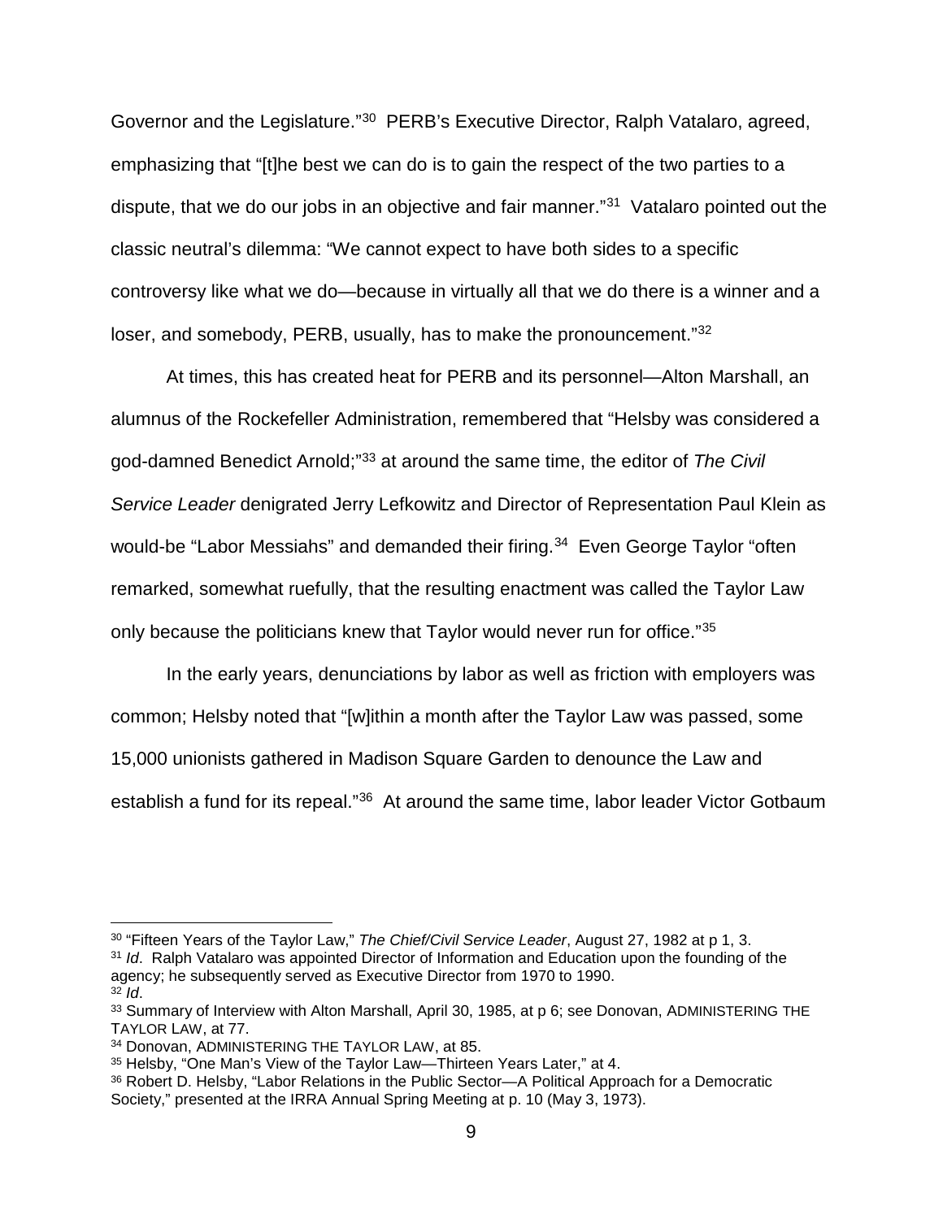Governor and the Legislature."[30] PERB's Executive Director, Ralph Vatalaro, agreed, emphasizing that "[t]he best we can do is to gain the respect of the two parties to a dispute, that we do our jobs in an objective and fair manner."[31] Vatalaro pointed out the classic neutral's dilemma: "We cannot expect to have both sides to a specific controversy like what we do—because in virtually all that we do there is a winner and a loser, and somebody, PERB, usually, has to make the pronouncement."[32]

At times, this has created heat for PERB and its personnel—Alton Marshall, an alumnus of the Rockefeller Administration, remembered that "Helsby was considered a god-damned Benedict Arnold;"[33] at around the same time, the editor of *The Civil Service Leader* denigrated Jerry Lefkowitz and Director of Representation Paul Klein as would-be "Labor Messiahs" and demanded their firing.[34] Even George Taylor "often remarked, somewhat ruefully, that the resulting enactment was called the Taylor Law only because the politicians knew that Taylor would never run for office."[35]

In the early years, denunciations by labor as well as friction with employers was common; Helsby noted that "[w]ithin a month after the Taylor Law was passed, some 15,000 unionists gathered in Madison Square Garden to denounce the Law and establish a fund for its repeal."[36] At around the same time, labor leader Victor Gotbaum

---

[30] "Fifteen Years of the Taylor Law," *The Chief/Civil Service Leader*, August 27, 1982 at p 1, 3.

[31] *Id*. Ralph Vatalaro was appointed Director of Information and Education upon the founding of the agency; he subsequently served as Executive Director from 1970 to 1990.

[32] *Id*.

[33] Summary of Interview with Alton Marshall, April 30, 1985, at p 6; see Donovan, ADMINISTERING THE TAYLOR LAW, at 77.

[34] Donovan, ADMINISTERING THE TAYLOR LAW, at 85.

[35] Helsby, "One Man's View of the Taylor Law—Thirteen Years Later," at 4.

[36] Robert D. Helsby, "Labor Relations in the Public Sector—A Political Approach for a Democratic Society," presented at the IRRA Annual Spring Meeting at p. 10 (May 3, 1973).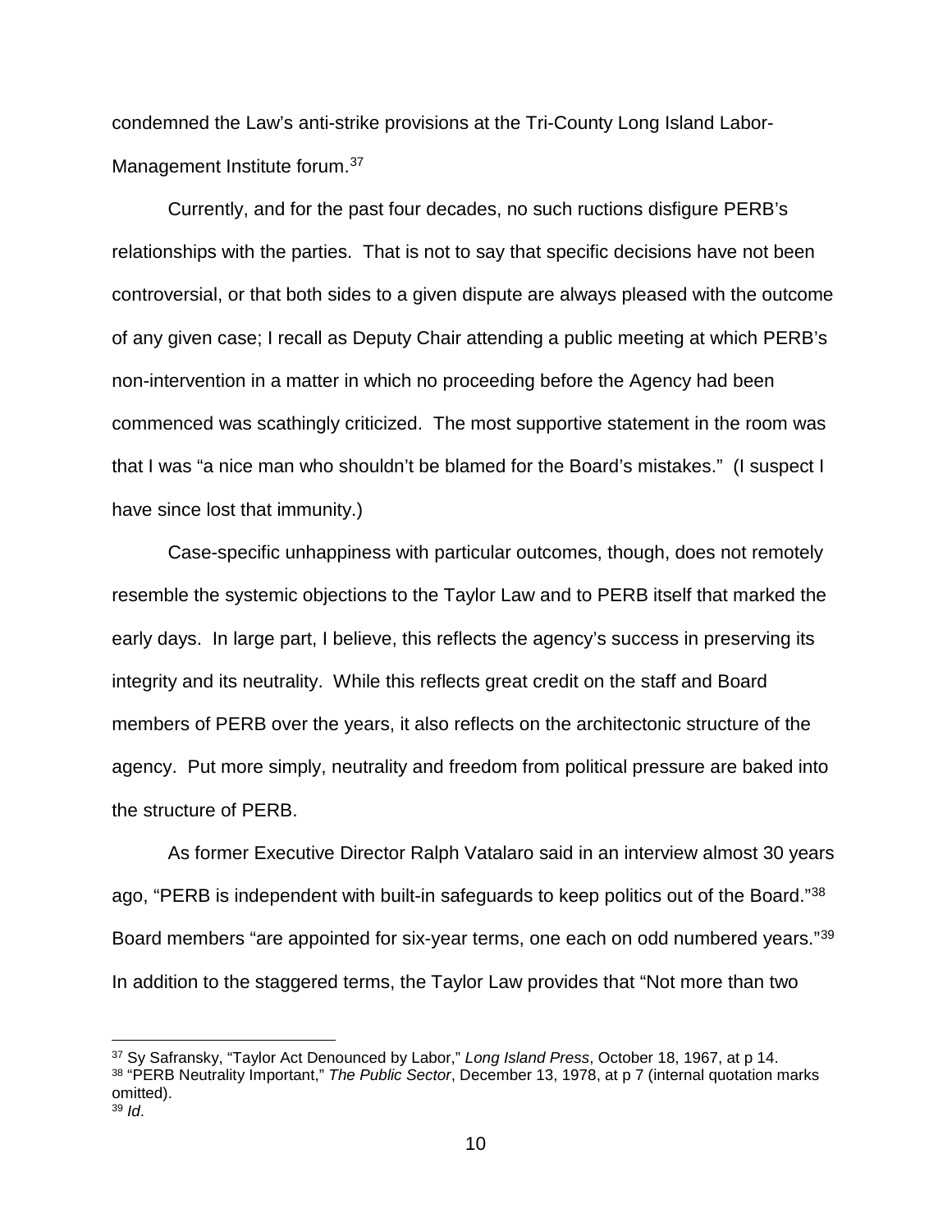condemned the Law's anti-strike provisions at the Tri-County Long Island Labor-Management Institute forum.[37]

Currently, and for the past four decades, no such ructions disfigure PERB's relationships with the parties. That is not to say that specific decisions have not been controversial, or that both sides to a given dispute are always pleased with the outcome of any given case; I recall as Deputy Chair attending a public meeting at which PERB's non-intervention in a matter in which no proceeding before the Agency had been commenced was scathingly criticized. The most supportive statement in the room was that I was "a nice man who shouldn't be blamed for the Board's mistakes." (I suspect I have since lost that immunity.)

Case-specific unhappiness with particular outcomes, though, does not remotely resemble the systemic objections to the Taylor Law and to PERB itself that marked the early days. In large part, I believe, this reflects the agency's success in preserving its integrity and its neutrality. While this reflects great credit on the staff and Board members of PERB over the years, it also reflects on the architectonic structure of the agency. Put more simply, neutrality and freedom from political pressure are baked into the structure of PERB.

As former Executive Director Ralph Vatalaro said in an interview almost 30 years ago, "PERB is independent with built-in safeguards to keep politics out of the Board."[38] Board members "are appointed for six-year terms, one each on odd numbered years."[39] In addition to the staggered terms, the Taylor Law provides that "Not more than two

---

[37] Sy Safransky, "Taylor Act Denounced by Labor," *Long Island Press*, October 18, 1967, at p 14.

[38] "PERB Neutrality Important," *The Public Sector*, December 13, 1978, at p 7 (internal quotation marks omitted).

[39] *Id*.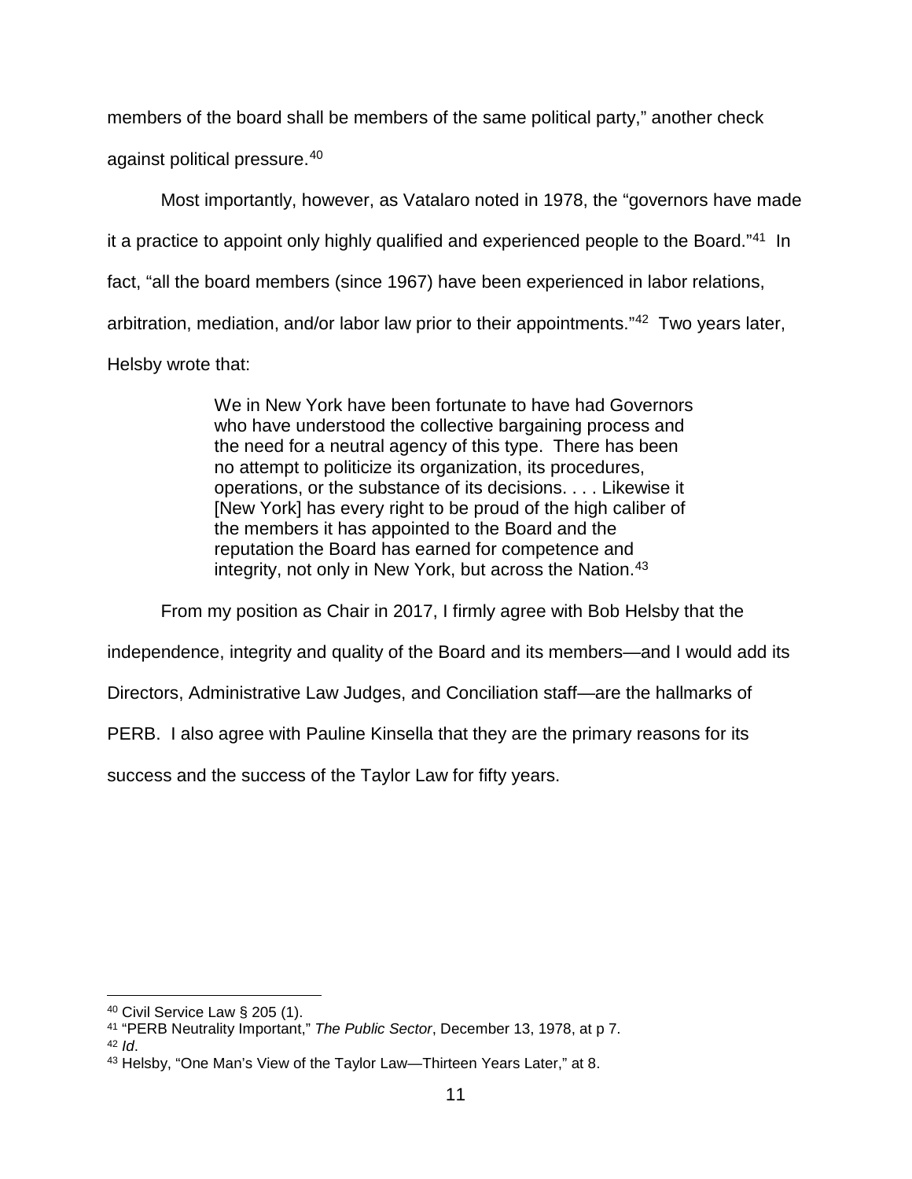members of the board shall be members of the same political party," another check against political pressure.[40]

Most importantly, however, as Vatalaro noted in 1978, the "governors have made it a practice to appoint only highly qualified and experienced people to the Board."[41] In fact, "all the board members (since 1967) have been experienced in labor relations, arbitration, mediation, and/or labor law prior to their appointments."[42] Two years later, Helsby wrote that:

> We in New York have been fortunate to have had Governors who have understood the collective bargaining process and the need for a neutral agency of this type. There has been no attempt to politicize its organization, its procedures, operations, or the substance of its decisions. . . . Likewise it [New York] has every right to be proud of the high caliber of the members it has appointed to the Board and the reputation the Board has earned for competence and integrity, not only in New York, but across the Nation.[43]

From my position as Chair in 2017, I firmly agree with Bob Helsby that the independence, integrity and quality of the Board and its members—and I would add its Directors, Administrative Law Judges, and Conciliation staff—are the hallmarks of PERB. I also agree with Pauline Kinsella that they are the primary reasons for its success and the success of the Taylor Law for fifty years.

---

[40] Civil Service Law § 205 (1).

[41] "PERB Neutrality Important," *The Public Sector*, December 13, 1978, at p 7.

[42] *Id*.

[43] Helsby, "One Man's View of the Taylor Law—Thirteen Years Later," at 8.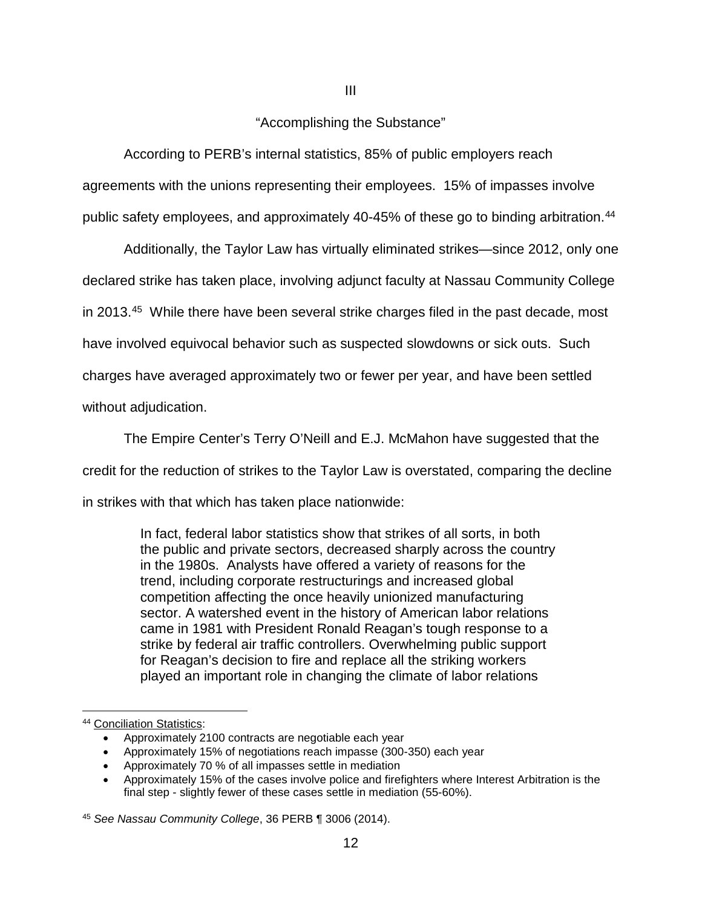## III

### "Accomplishing the Substance"

According to PERB's internal statistics, 85% of public employers reach agreements with the unions representing their employees. 15% of impasses involve public safety employees, and approximately 40-45% of these go to binding arbitration.[44]

Additionally, the Taylor Law has virtually eliminated strikes—since 2012, only one declared strike has taken place, involving adjunct faculty at Nassau Community College in 2013.[45] While there have been several strike charges filed in the past decade, most have involved equivocal behavior such as suspected slowdowns or sick outs. Such charges have averaged approximately two or fewer per year, and have been settled without adjudication.

The Empire Center's Terry O'Neill and E.J. McMahon have suggested that the credit for the reduction of strikes to the Taylor Law is overstated, comparing the decline in strikes with that which has taken place nationwide:

> In fact, federal labor statistics show that strikes of all sorts, in both the public and private sectors, decreased sharply across the country in the 1980s. Analysts have offered a variety of reasons for the trend, including corporate restructurings and increased global competition affecting the once heavily unionized manufacturing sector. A watershed event in the history of American labor relations came in 1981 with President Ronald Reagan's tough response to a strike by federal air traffic controllers. Overwhelming public support for Reagan's decision to fire and replace all the striking workers played an important role in changing the climate of labor relations

---

[44] Conciliation Statistics:

- Approximately 2100 contracts are negotiable each year
- Approximately 15% of negotiations reach impasse (300-350) each year
- Approximately 70 % of all impasses settle in mediation
- Approximately 15% of the cases involve police and firefighters where Interest Arbitration is the final step - slightly fewer of these cases settle in mediation (55-60%).

[45] *See Nassau Community College*, 36 PERB ¶ 3006 (2014).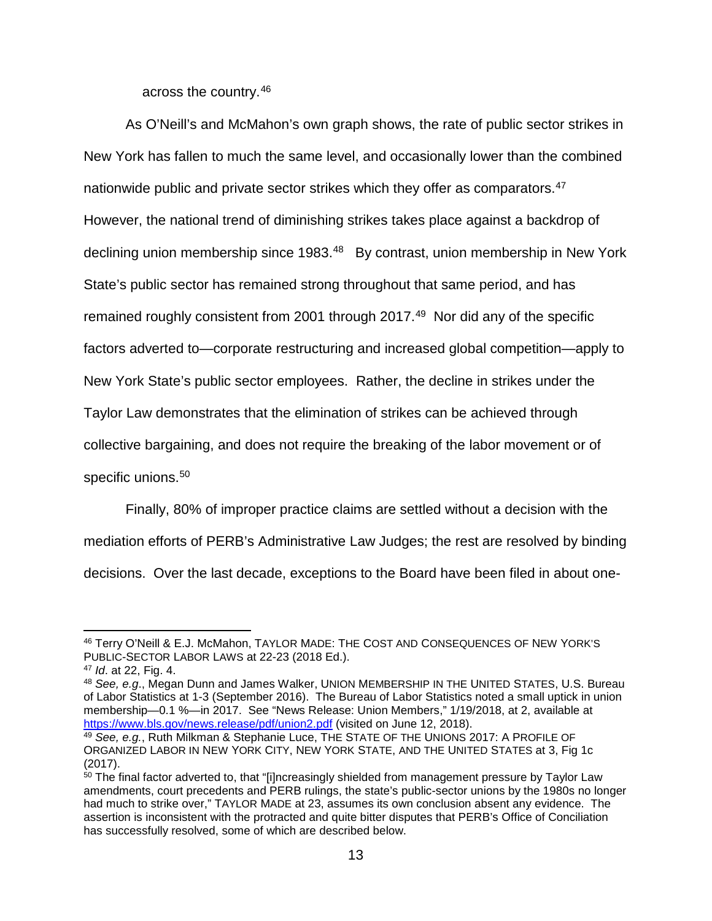across the country.[46]

As O'Neill's and McMahon's own graph shows, the rate of public sector strikes in New York has fallen to much the same level, and occasionally lower than the combined nationwide public and private sector strikes which they offer as comparators.[47] However, the national trend of diminishing strikes takes place against a backdrop of declining union membership since 1983.[48] By contrast, union membership in New York State's public sector has remained strong throughout that same period, and has remained roughly consistent from 2001 through 2017.[49] Nor did any of the specific factors adverted to—corporate restructuring and increased global competition—apply to New York State's public sector employees. Rather, the decline in strikes under the Taylor Law demonstrates that the elimination of strikes can be achieved through collective bargaining, and does not require the breaking of the labor movement or of specific unions.[50]

Finally, 80% of improper practice claims are settled without a decision with the mediation efforts of PERB's Administrative Law Judges; the rest are resolved by binding decisions. Over the last decade, exceptions to the Board have been filed in about one-

---

[46] Terry O'Neill & E.J. McMahon, TAYLOR MADE: THE COST AND CONSEQUENCES OF NEW YORK'S PUBLIC-SECTOR LABOR LAWS at 22-23 (2018 Ed.).

[47] *Id*. at 22, Fig. 4.

[48] *See, e.g.*, Megan Dunn and James Walker, UNION MEMBERSHIP IN THE UNITED STATES, U.S. Bureau of Labor Statistics at 1-3 (September 2016). The Bureau of Labor Statistics noted a small uptick in union membership—0.1 %—in 2017. See "News Release: Union Members," 1/19/2018, at 2, available at https://www.bls.gov/news.release/pdf/union2.pdf (visited on June 12, 2018).

[49] *See, e.g.*, Ruth Milkman & Stephanie Luce, THE STATE OF THE UNIONS 2017: A PROFILE OF ORGANIZED LABOR IN NEW YORK CITY, NEW YORK STATE, AND THE UNITED STATES at 3, Fig 1c (2017).

[50] The final factor adverted to, that "[i]ncreasingly shielded from management pressure by Taylor Law amendments, court precedents and PERB rulings, the state's public-sector unions by the 1980s no longer had much to strike over," TAYLOR MADE at 23, assumes its own conclusion absent any evidence. The assertion is inconsistent with the protracted and quite bitter disputes that PERB's Office of Conciliation has successfully resolved, some of which are described below.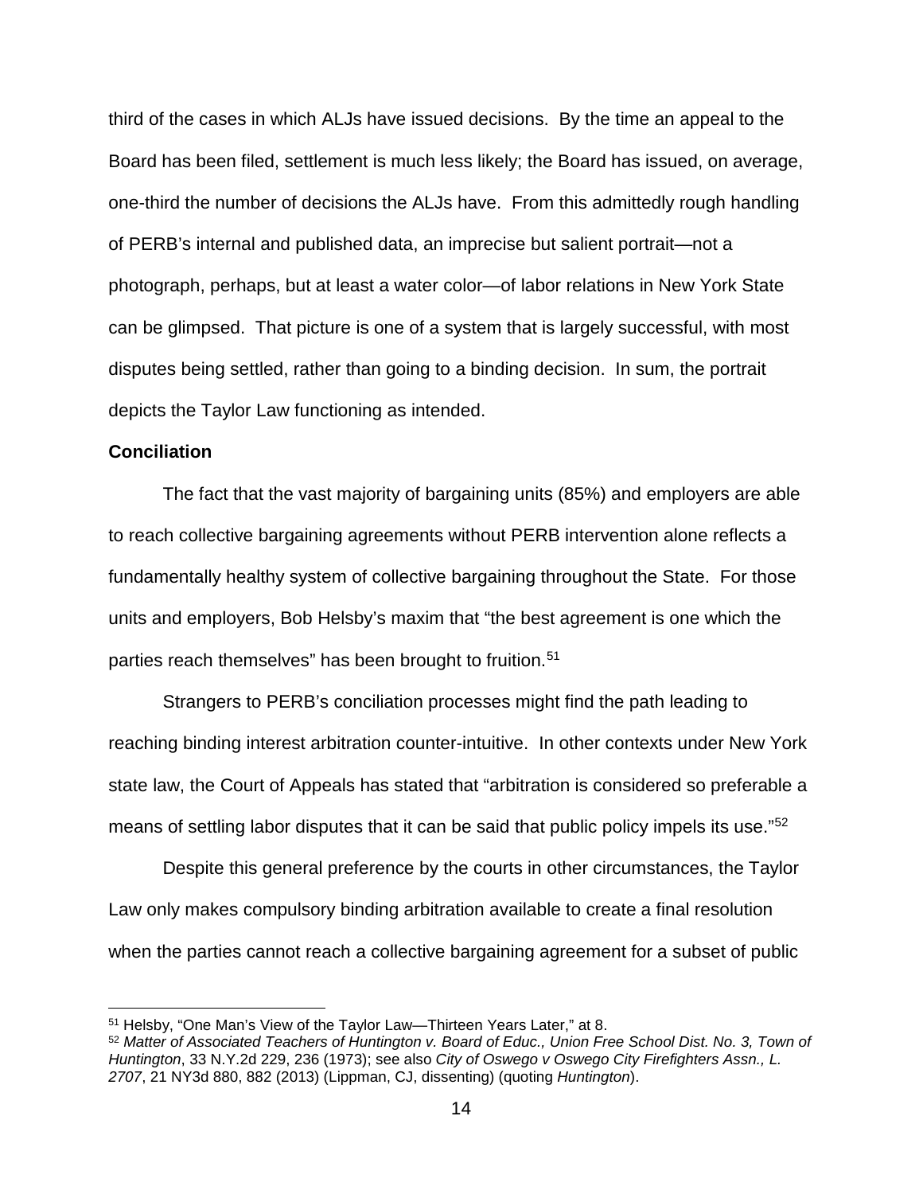third of the cases in which ALJs have issued decisions. By the time an appeal to the Board has been filed, settlement is much less likely; the Board has issued, on average, one-third the number of decisions the ALJs have. From this admittedly rough handling of PERB's internal and published data, an imprecise but salient portrait—not a photograph, perhaps, but at least a water color—of labor relations in New York State can be glimpsed. That picture is one of a system that is largely successful, with most disputes being settled, rather than going to a binding decision. In sum, the portrait depicts the Taylor Law functioning as intended.

**Conciliation**

The fact that the vast majority of bargaining units (85%) and employers are able to reach collective bargaining agreements without PERB intervention alone reflects a fundamentally healthy system of collective bargaining throughout the State. For those units and employers, Bob Helsby's maxim that "the best agreement is one which the parties reach themselves" has been brought to fruition.[51]

Strangers to PERB's conciliation processes might find the path leading to reaching binding interest arbitration counter-intuitive. In other contexts under New York state law, the Court of Appeals has stated that "arbitration is considered so preferable a means of settling labor disputes that it can be said that public policy impels its use."[52]

Despite this general preference by the courts in other circumstances, the Taylor Law only makes compulsory binding arbitration available to create a final resolution when the parties cannot reach a collective bargaining agreement for a subset of public

---

[51] Helsby, "One Man's View of the Taylor Law—Thirteen Years Later," at 8.

[52] *Matter of Associated Teachers of Huntington v. Board of Educ., Union Free School Dist. No. 3, Town of Huntington*, 33 N.Y.2d 229, 236 (1973); see also *City of Oswego v Oswego City Firefighters Assn., L. 2707*, 21 NY3d 880, 882 (2013) (Lippman, CJ, dissenting) (quoting *Huntington*).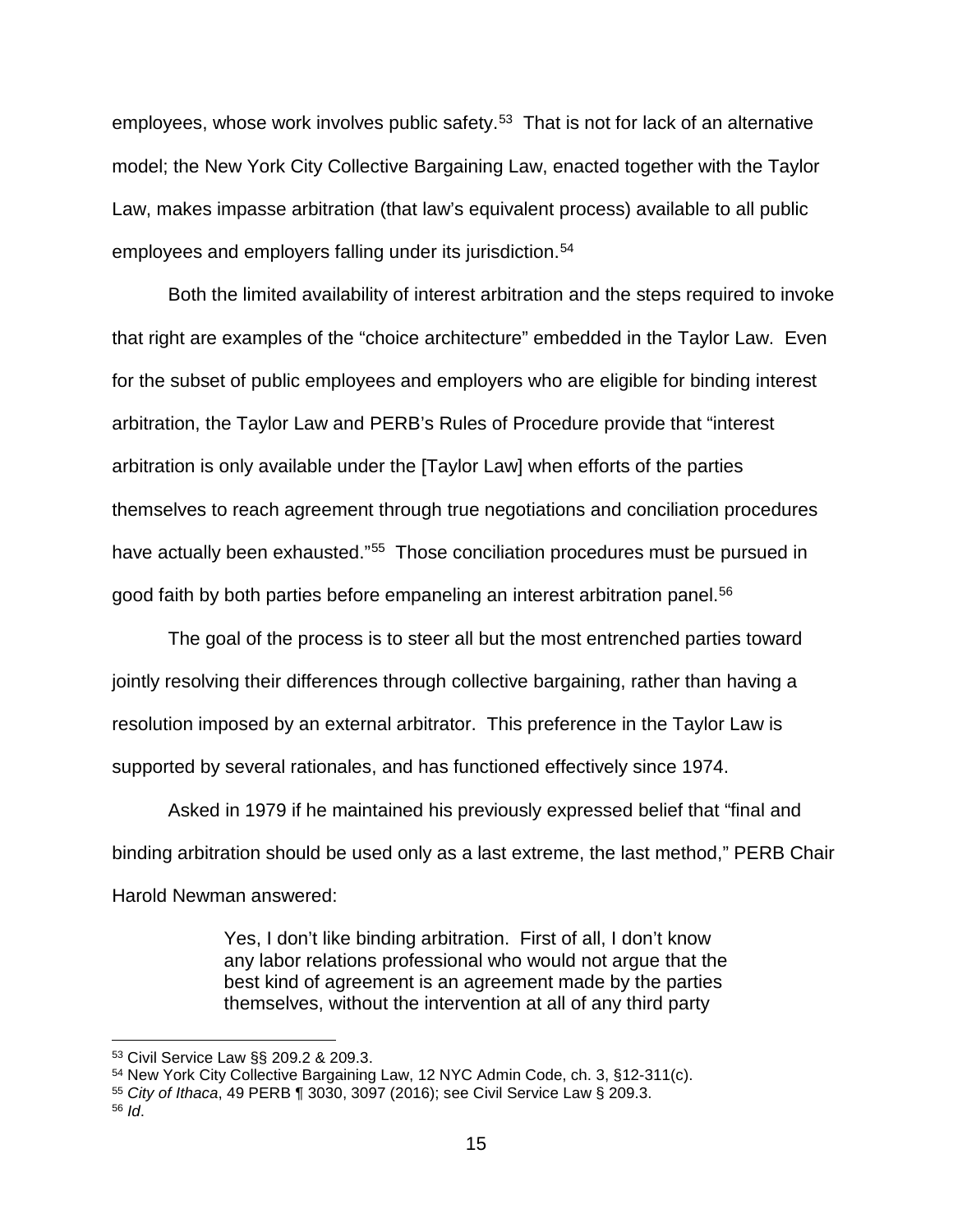employees, whose work involves public safety.[53] That is not for lack of an alternative model; the New York City Collective Bargaining Law, enacted together with the Taylor Law, makes impasse arbitration (that law's equivalent process) available to all public employees and employers falling under its jurisdiction.[54]

Both the limited availability of interest arbitration and the steps required to invoke that right are examples of the "choice architecture" embedded in the Taylor Law. Even for the subset of public employees and employers who are eligible for binding interest arbitration, the Taylor Law and PERB's Rules of Procedure provide that "interest arbitration is only available under the [Taylor Law] when efforts of the parties themselves to reach agreement through true negotiations and conciliation procedures have actually been exhausted."[55] Those conciliation procedures must be pursued in good faith by both parties before empaneling an interest arbitration panel.[56]

The goal of the process is to steer all but the most entrenched parties toward jointly resolving their differences through collective bargaining, rather than having a resolution imposed by an external arbitrator. This preference in the Taylor Law is supported by several rationales, and has functioned effectively since 1974.

Asked in 1979 if he maintained his previously expressed belief that "final and binding arbitration should be used only as a last extreme, the last method," PERB Chair Harold Newman answered:

> Yes, I don't like binding arbitration. First of all, I don't know any labor relations professional who would not argue that the best kind of agreement is an agreement made by the parties themselves, without the intervention at all of any third party

---

[53] Civil Service Law §§ 209.2 & 209.3.

[54] New York City Collective Bargaining Law, 12 NYC Admin Code, ch. 3, §12-311(c).

[55] *City of Ithaca*, 49 PERB ¶ 3030, 3097 (2016); see Civil Service Law § 209.3.

[56] *Id*.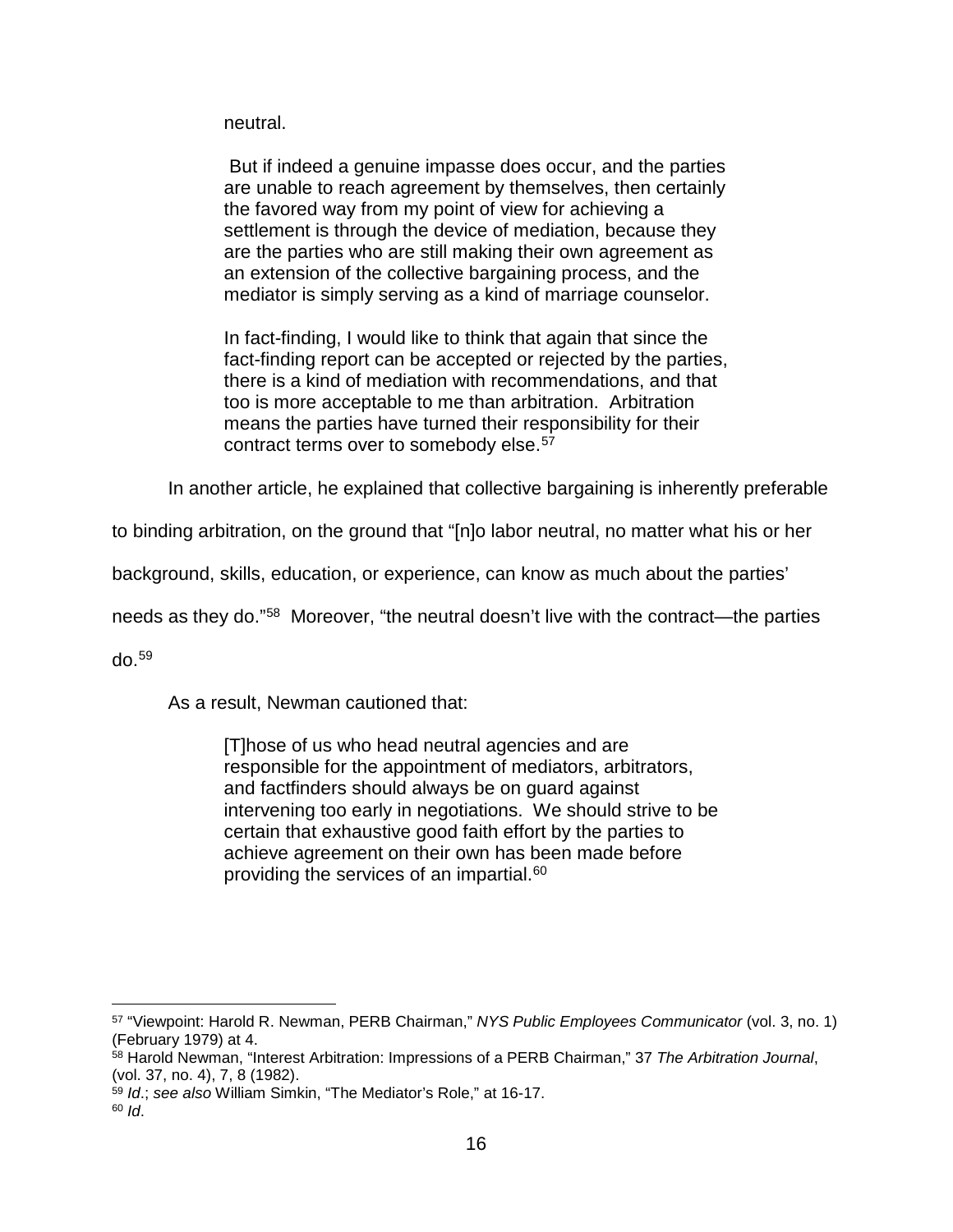> neutral.
>
> But if indeed a genuine impasse does occur, and the parties are unable to reach agreement by themselves, then certainly the favored way from my point of view for achieving a settlement is through the device of mediation, because they are the parties who are still making their own agreement as an extension of the collective bargaining process, and the mediator is simply serving as a kind of marriage counselor.
>
> In fact-finding, I would like to think that again that since the fact-finding report can be accepted or rejected by the parties, there is a kind of mediation with recommendations, and that too is more acceptable to me than arbitration. Arbitration means the parties have turned their responsibility for their contract terms over to somebody else.[57]

In another article, he explained that collective bargaining is inherently preferable to binding arbitration, on the ground that "[n]o labor neutral, no matter what his or her background, skills, education, or experience, can know as much about the parties' needs as they do."[58] Moreover, "the neutral doesn't live with the contract—the parties do.[59]

As a result, Newman cautioned that:

> [T]hose of us who head neutral agencies and are responsible for the appointment of mediators, arbitrators, and factfinders should always be on guard against intervening too early in negotiations. We should strive to be certain that exhaustive good faith effort by the parties to achieve agreement on their own has been made before providing the services of an impartial.[60]

---

[57] "Viewpoint: Harold R. Newman, PERB Chairman," *NYS Public Employees Communicator* (vol. 3, no. 1) (February 1979) at 4.

[58] Harold Newman, "Interest Arbitration: Impressions of a PERB Chairman," 37 *The Arbitration Journal*, (vol. 37, no. 4), 7, 8 (1982).

[59] *Id*.; *see also* William Simkin, "The Mediator's Role," at 16-17.

[60] *Id*.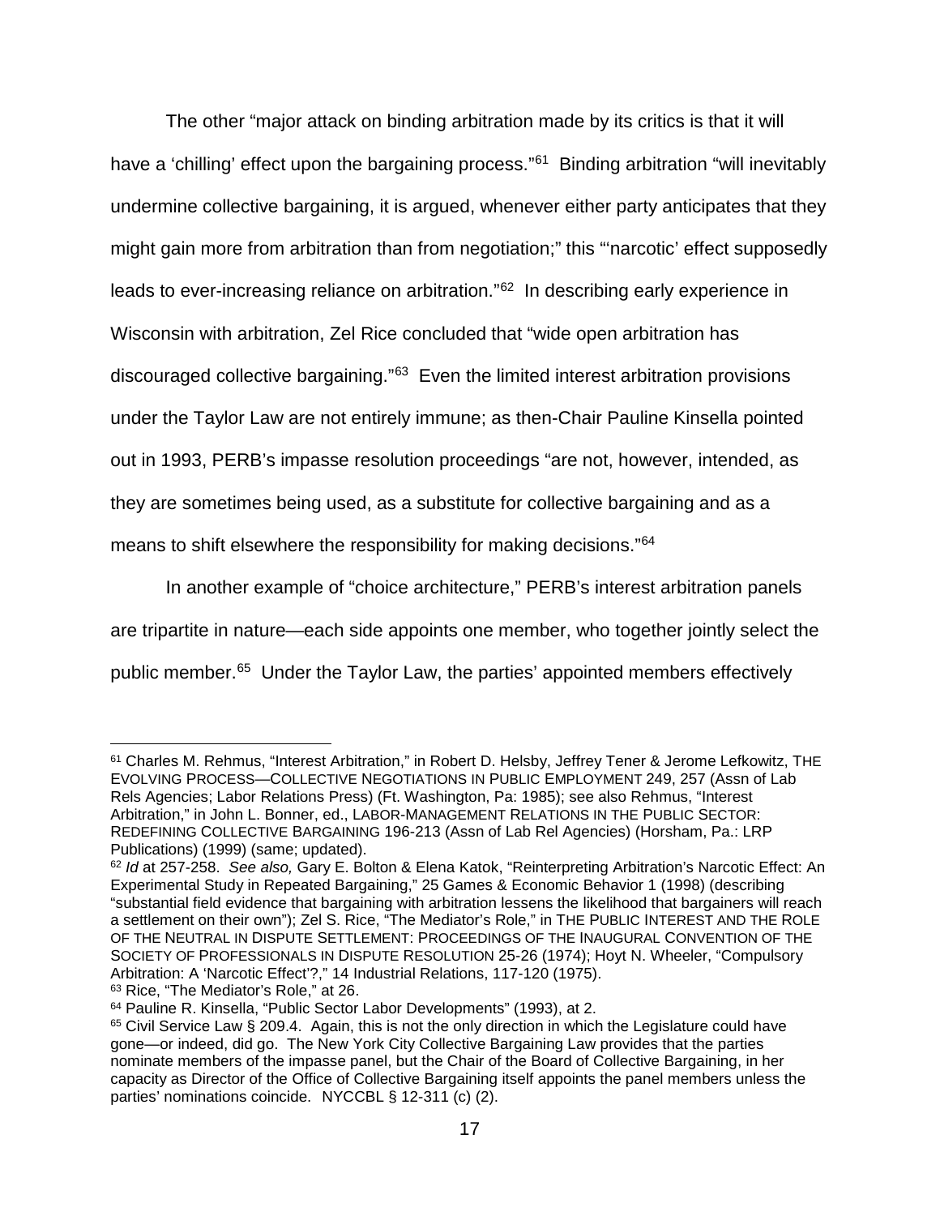The other "major attack on binding arbitration made by its critics is that it will have a 'chilling' effect upon the bargaining process."[61] Binding arbitration "will inevitably undermine collective bargaining, it is argued, whenever either party anticipates that they might gain more from arbitration than from negotiation;" this "'narcotic' effect supposedly leads to ever-increasing reliance on arbitration."[62] In describing early experience in Wisconsin with arbitration, Zel Rice concluded that "wide open arbitration has discouraged collective bargaining."[63] Even the limited interest arbitration provisions under the Taylor Law are not entirely immune; as then-Chair Pauline Kinsella pointed out in 1993, PERB's impasse resolution proceedings "are not, however, intended, as they are sometimes being used, as a substitute for collective bargaining and as a means to shift elsewhere the responsibility for making decisions."[64]

In another example of "choice architecture," PERB's interest arbitration panels are tripartite in nature—each side appoints one member, who together jointly select the public member.[65] Under the Taylor Law, the parties' appointed members effectively

---

[61] Charles M. Rehmus, "Interest Arbitration," in Robert D. Helsby, Jeffrey Tener & Jerome Lefkowitz, THE EVOLVING PROCESS—COLLECTIVE NEGOTIATIONS IN PUBLIC EMPLOYMENT 249, 257 (Assn of Lab Rels Agencies; Labor Relations Press) (Ft. Washington, Pa: 1985); see also Rehmus, "Interest Arbitration," in John L. Bonner, ed., LABOR-MANAGEMENT RELATIONS IN THE PUBLIC SECTOR: REDEFINING COLLECTIVE BARGAINING 196-213 (Assn of Lab Rel Agencies) (Horsham, Pa.: LRP Publications) (1999) (same; updated).

[62] *Id* at 257-258. *See also,* Gary E. Bolton & Elena Katok, "Reinterpreting Arbitration's Narcotic Effect: An Experimental Study in Repeated Bargaining," 25 Games & Economic Behavior 1 (1998) (describing "substantial field evidence that bargaining with arbitration lessens the likelihood that bargainers will reach a settlement on their own"); Zel S. Rice, "The Mediator's Role," in THE PUBLIC INTEREST AND THE ROLE OF THE NEUTRAL IN DISPUTE SETTLEMENT: PROCEEDINGS OF THE INAUGURAL CONVENTION OF THE SOCIETY OF PROFESSIONALS IN DISPUTE RESOLUTION 25-26 (1974); Hoyt N. Wheeler, "Compulsory Arbitration: A 'Narcotic Effect'?," 14 Industrial Relations, 117-120 (1975).

[63] Rice, "The Mediator's Role," at 26.

[64] Pauline R. Kinsella, "Public Sector Labor Developments" (1993), at 2.

[65] Civil Service Law § 209.4. Again, this is not the only direction in which the Legislature could have gone—or indeed, did go. The New York City Collective Bargaining Law provides that the parties nominate members of the impasse panel, but the Chair of the Board of Collective Bargaining, in her capacity as Director of the Office of Collective Bargaining itself appoints the panel members unless the parties' nominations coincide. NYCCBL § 12-311 (c) (2).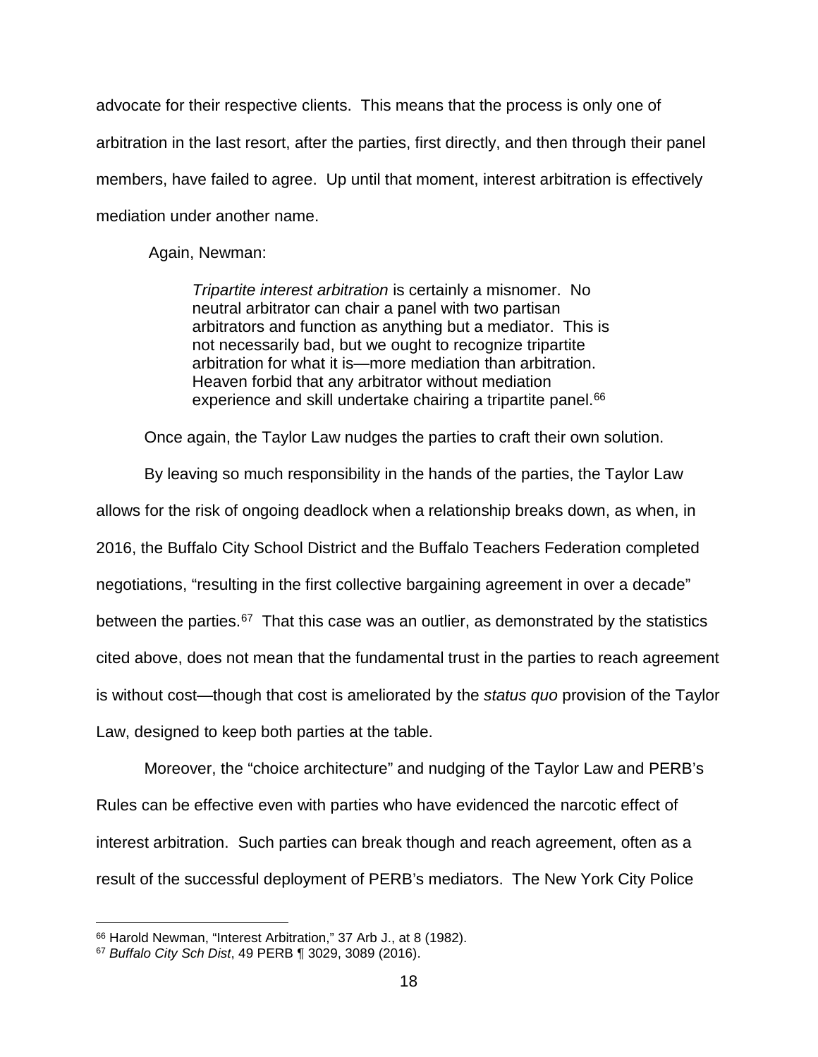advocate for their respective clients. This means that the process is only one of arbitration in the last resort, after the parties, first directly, and then through their panel members, have failed to agree. Up until that moment, interest arbitration is effectively mediation under another name.

Again, Newman:

> *Tripartite interest arbitration* is certainly a misnomer. No neutral arbitrator can chair a panel with two partisan arbitrators and function as anything but a mediator. This is not necessarily bad, but we ought to recognize tripartite arbitration for what it is—more mediation than arbitration. Heaven forbid that any arbitrator without mediation experience and skill undertake chairing a tripartite panel.[66]

Once again, the Taylor Law nudges the parties to craft their own solution.

By leaving so much responsibility in the hands of the parties, the Taylor Law allows for the risk of ongoing deadlock when a relationship breaks down, as when, in 2016, the Buffalo City School District and the Buffalo Teachers Federation completed negotiations, "resulting in the first collective bargaining agreement in over a decade" between the parties.[67] That this case was an outlier, as demonstrated by the statistics cited above, does not mean that the fundamental trust in the parties to reach agreement is without cost—though that cost is ameliorated by the *status quo* provision of the Taylor Law, designed to keep both parties at the table.

Moreover, the "choice architecture" and nudging of the Taylor Law and PERB's Rules can be effective even with parties who have evidenced the narcotic effect of interest arbitration. Such parties can break though and reach agreement, often as a result of the successful deployment of PERB's mediators. The New York City Police

---

[66] Harold Newman, "Interest Arbitration," 37 Arb J., at 8 (1982).

[67] *Buffalo City Sch Dist*, 49 PERB ¶ 3029, 3089 (2016).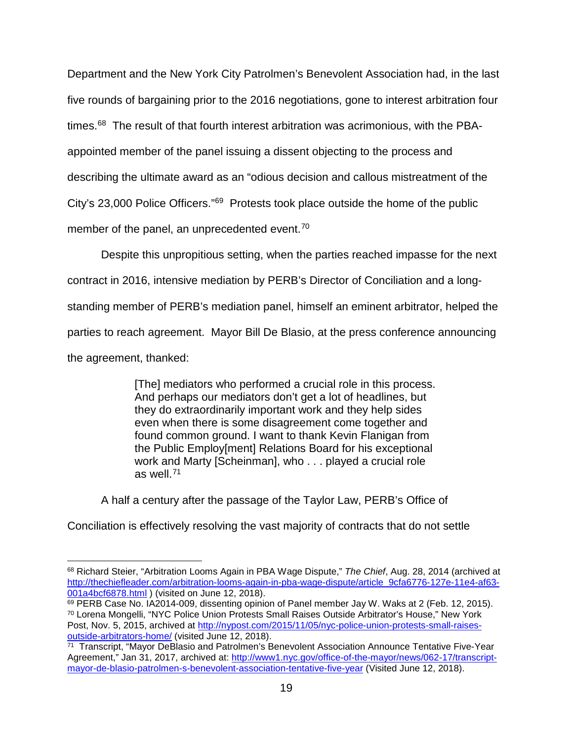Department and the New York City Patrolmen's Benevolent Association had, in the last five rounds of bargaining prior to the 2016 negotiations, gone to interest arbitration four times.[68] The result of that fourth interest arbitration was acrimonious, with the PBA-appointed member of the panel issuing a dissent objecting to the process and describing the ultimate award as an "odious decision and callous mistreatment of the City's 23,000 Police Officers."[69] Protests took place outside the home of the public member of the panel, an unprecedented event.[70]

Despite this unpropitious setting, when the parties reached impasse for the next contract in 2016, intensive mediation by PERB's Director of Conciliation and a long-standing member of PERB's mediation panel, himself an eminent arbitrator, helped the parties to reach agreement. Mayor Bill De Blasio, at the press conference announcing the agreement, thanked:

> [The] mediators who performed a crucial role in this process. And perhaps our mediators don't get a lot of headlines, but they do extraordinarily important work and they help sides even when there is some disagreement come together and found common ground. I want to thank Kevin Flanigan from the Public Employ[ment] Relations Board for his exceptional work and Marty [Scheinman], who . . . played a crucial role as well.[71]

A half a century after the passage of the Taylor Law, PERB's Office of Conciliation is effectively resolving the vast majority of contracts that do not settle

---

[68] Richard Steier, "Arbitration Looms Again in PBA Wage Dispute," *The Chief*, Aug. 28, 2014 (archived at http://thechiefleader.com/arbitration-looms-again-in-pba-wage-dispute/article_9cfa6776-127e-11e4-af63-001a4bcf6878.html ) (visited on June 12, 2018).

[69] PERB Case No. IA2014-009, dissenting opinion of Panel member Jay W. Waks at 2 (Feb. 12, 2015).

[70] Lorena Mongelli, "NYC Police Union Protests Small Raises Outside Arbitrator's House," New York Post, Nov. 5, 2015, archived at http://nypost.com/2015/11/05/nyc-police-union-protests-small-raises-outside-arbitrators-home/ (visited June 12, 2018).

[71] Transcript, "Mayor DeBlasio and Patrolmen's Benevolent Association Announce Tentative Five-Year Agreement," Jan 31, 2017, archived at: http://www1.nyc.gov/office-of-the-mayor/news/062-17/transcript-mayor-de-blasio-patrolmen-s-benevolent-association-tentative-five-year (Visited June 12, 2018).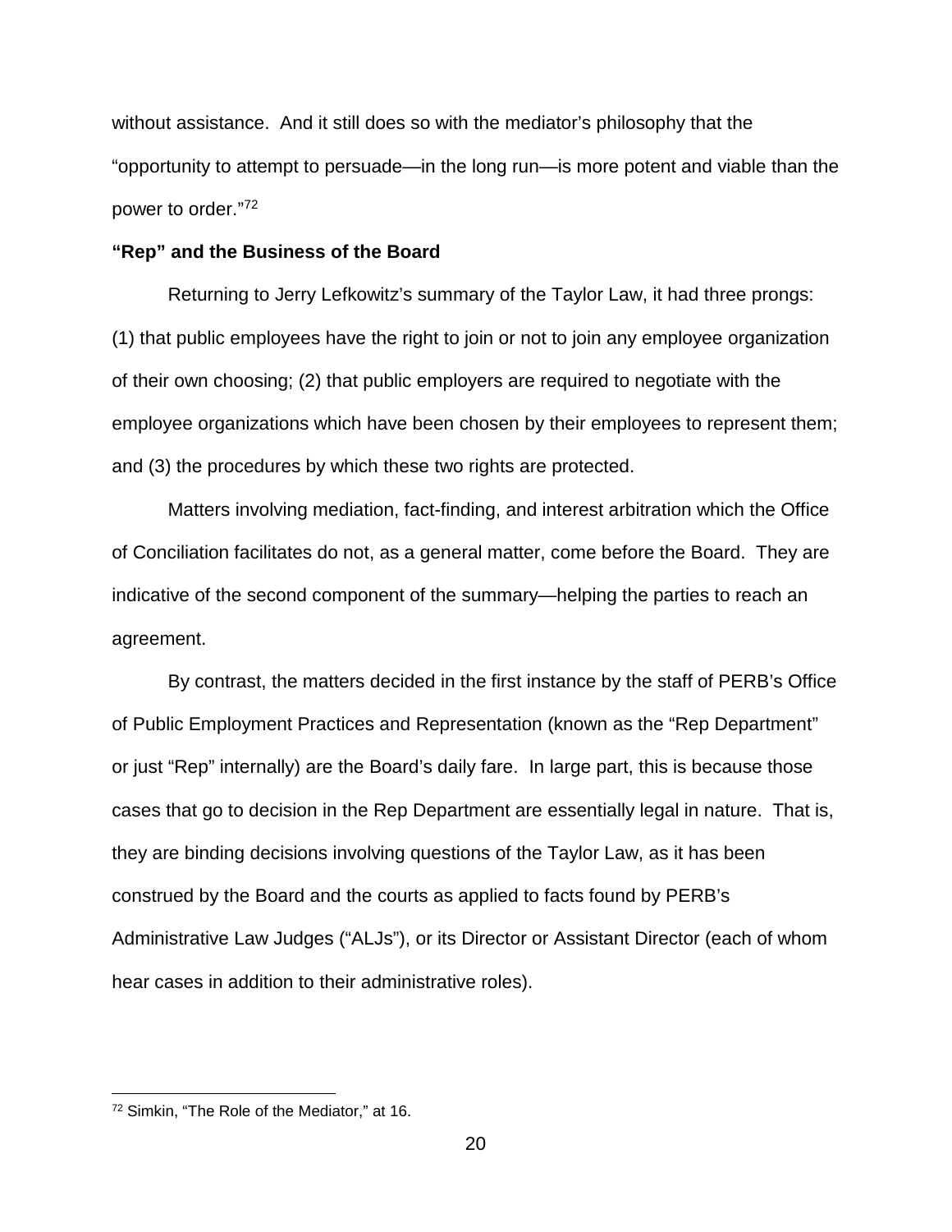without assistance. And it still does so with the mediator's philosophy that the "opportunity to attempt to persuade—in the long run—is more potent and viable than the power to order."[72]

**"Rep" and the Business of the Board**

Returning to Jerry Lefkowitz's summary of the Taylor Law, it had three prongs: (1) that public employees have the right to join or not to join any employee organization of their own choosing; (2) that public employers are required to negotiate with the employee organizations which have been chosen by their employees to represent them; and (3) the procedures by which these two rights are protected.

Matters involving mediation, fact-finding, and interest arbitration which the Office of Conciliation facilitates do not, as a general matter, come before the Board. They are indicative of the second component of the summary—helping the parties to reach an agreement.

By contrast, the matters decided in the first instance by the staff of PERB's Office of Public Employment Practices and Representation (known as the "Rep Department" or just "Rep" internally) are the Board's daily fare. In large part, this is because those cases that go to decision in the Rep Department are essentially legal in nature. That is, they are binding decisions involving questions of the Taylor Law, as it has been construed by the Board and the courts as applied to facts found by PERB's Administrative Law Judges ("ALJs"), or its Director or Assistant Director (each of whom hear cases in addition to their administrative roles).

---

[72] Simkin, "The Role of the Mediator," at 16.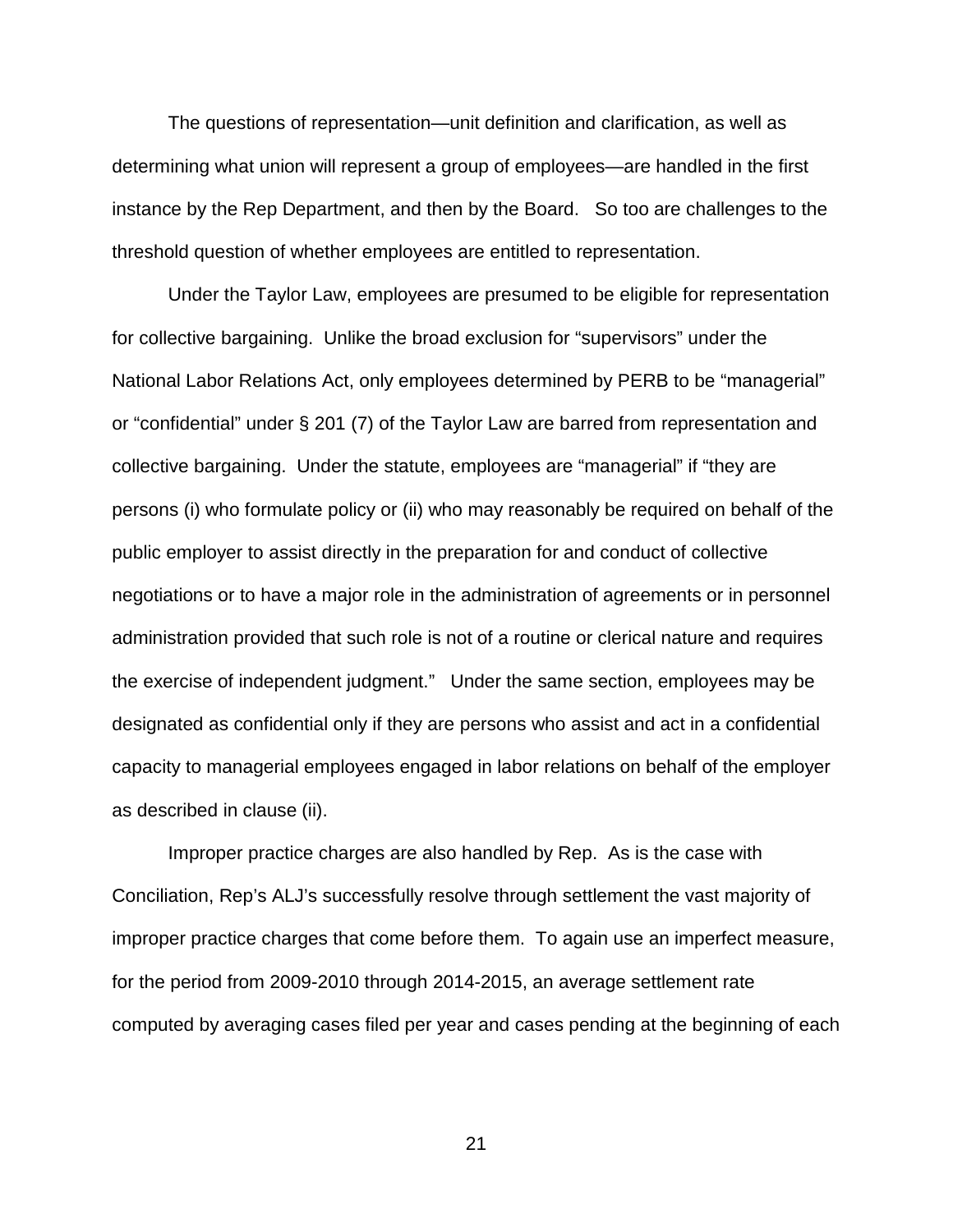The questions of representation—unit definition and clarification, as well as determining what union will represent a group of employees—are handled in the first instance by the Rep Department, and then by the Board.   So too are challenges to the threshold question of whether employees are entitled to representation.

Under the Taylor Law, employees are presumed to be eligible for representation for collective bargaining.  Unlike the broad exclusion for "supervisors" under the National Labor Relations Act, only employees determined by PERB to be "managerial" or "confidential" under § 201 (7) of the Taylor Law are barred from representation and collective bargaining.  Under the statute, employees are "managerial" if "they are persons (i) who formulate policy or (ii) who may reasonably be required on behalf of the public employer to assist directly in the preparation for and conduct of collective negotiations or to have a major role in the administration of agreements or in personnel administration provided that such role is not of a routine or clerical nature and requires the exercise of independent judgment."   Under the same section, employees may be designated as confidential only if they are persons who assist and act in a confidential capacity to managerial employees engaged in labor relations on behalf of the employer as described in clause (ii).

Improper practice charges are also handled by Rep.  As is the case with Conciliation, Rep's ALJ's successfully resolve through settlement the vast majority of improper practice charges that come before them.  To again use an imperfect measure, for the period from 2009-2010 through 2014-2015, an average settlement rate computed by averaging cases filed per year and cases pending at the beginning of each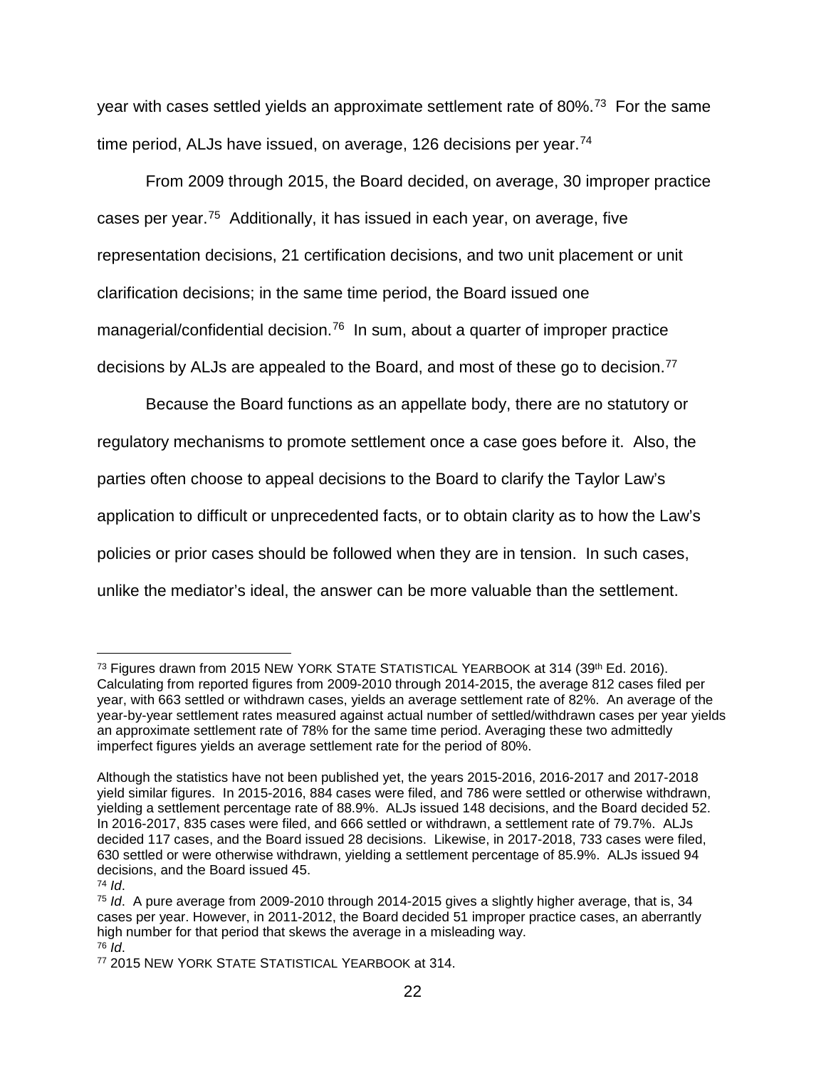year with cases settled yields an approximate settlement rate of 80%.[73] For the same time period, ALJs have issued, on average, 126 decisions per year.[74]

From 2009 through 2015, the Board decided, on average, 30 improper practice cases per year.[75] Additionally, it has issued in each year, on average, five representation decisions, 21 certification decisions, and two unit placement or unit clarification decisions; in the same time period, the Board issued one managerial/confidential decision.[76] In sum, about a quarter of improper practice decisions by ALJs are appealed to the Board, and most of these go to decision.[77]

Because the Board functions as an appellate body, there are no statutory or regulatory mechanisms to promote settlement once a case goes before it. Also, the parties often choose to appeal decisions to the Board to clarify the Taylor Law's application to difficult or unprecedented facts, or to obtain clarity as to how the Law's policies or prior cases should be followed when they are in tension. In such cases, unlike the mediator's ideal, the answer can be more valuable than the settlement.

---

[73] Figures drawn from 2015 NEW YORK STATE STATISTICAL YEARBOOK at 314 (39th Ed. 2016). Calculating from reported figures from 2009-2010 through 2014-2015, the average 812 cases filed per year, with 663 settled or withdrawn cases, yields an average settlement rate of 82%. An average of the year-by-year settlement rates measured against actual number of settled/withdrawn cases per year yields an approximate settlement rate of 78% for the same time period. Averaging these two admittedly imperfect figures yields an average settlement rate for the period of 80%.

Although the statistics have not been published yet, the years 2015-2016, 2016-2017 and 2017-2018 yield similar figures. In 2015-2016, 884 cases were filed, and 786 were settled or otherwise withdrawn, yielding a settlement percentage rate of 88.9%. ALJs issued 148 decisions, and the Board decided 52. In 2016-2017, 835 cases were filed, and 666 settled or withdrawn, a settlement rate of 79.7%. ALJs decided 117 cases, and the Board issued 28 decisions. Likewise, in 2017-2018, 733 cases were filed, 630 settled or were otherwise withdrawn, yielding a settlement percentage of 85.9%. ALJs issued 94 decisions, and the Board issued 45.

[74] *Id*.

[75] *Id*. A pure average from 2009-2010 through 2014-2015 gives a slightly higher average, that is, 34 cases per year. However, in 2011-2012, the Board decided 51 improper practice cases, an aberrantly high number for that period that skews the average in a misleading way.

[76] *Id*.

[77] 2015 NEW YORK STATE STATISTICAL YEARBOOK at 314.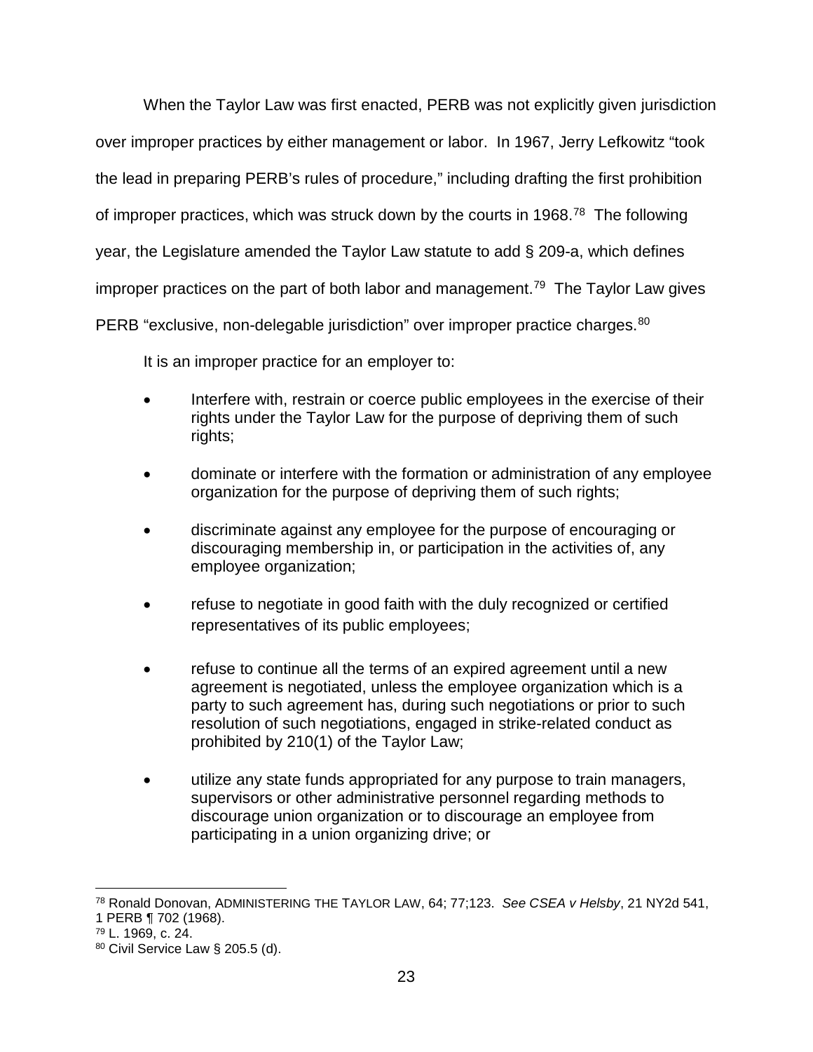When the Taylor Law was first enacted, PERB was not explicitly given jurisdiction over improper practices by either management or labor. In 1967, Jerry Lefkowitz "took the lead in preparing PERB's rules of procedure," including drafting the first prohibition of improper practices, which was struck down by the courts in 1968.[78] The following year, the Legislature amended the Taylor Law statute to add § 209-a, which defines improper practices on the part of both labor and management.[79] The Taylor Law gives PERB "exclusive, non-delegable jurisdiction" over improper practice charges.[80]

It is an improper practice for an employer to:

- Interfere with, restrain or coerce public employees in the exercise of their rights under the Taylor Law for the purpose of depriving them of such rights;
- dominate or interfere with the formation or administration of any employee organization for the purpose of depriving them of such rights;
- discriminate against any employee for the purpose of encouraging or discouraging membership in, or participation in the activities of, any employee organization;
- refuse to negotiate in good faith with the duly recognized or certified representatives of its public employees;
- refuse to continue all the terms of an expired agreement until a new agreement is negotiated, unless the employee organization which is a party to such agreement has, during such negotiations or prior to such resolution of such negotiations, engaged in strike-related conduct as prohibited by 210(1) of the Taylor Law;
- utilize any state funds appropriated for any purpose to train managers, supervisors or other administrative personnel regarding methods to discourage union organization or to discourage an employee from participating in a union organizing drive; or

---

[78] Ronald Donovan, ADMINISTERING THE TAYLOR LAW, 64; 77;123. *See CSEA v Helsby*, 21 NY2d 541, 1 PERB ¶ 702 (1968).

[79] L. 1969, c. 24.

[80] Civil Service Law § 205.5 (d).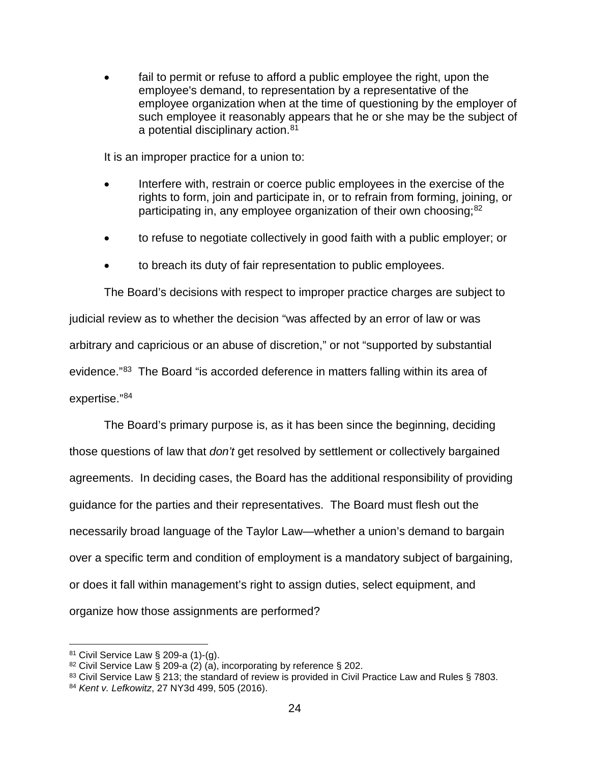- fail to permit or refuse to afford a public employee the right, upon the employee's demand, to representation by a representative of the employee organization when at the time of questioning by the employer of such employee it reasonably appears that he or she may be the subject of a potential disciplinary action.[81]

It is an improper practice for a union to:

- Interfere with, restrain or coerce public employees in the exercise of the rights to form, join and participate in, or to refrain from forming, joining, or participating in, any employee organization of their own choosing;[82]
- to refuse to negotiate collectively in good faith with a public employer; or
- to breach its duty of fair representation to public employees.

The Board's decisions with respect to improper practice charges are subject to judicial review as to whether the decision "was affected by an error of law or was arbitrary and capricious or an abuse of discretion," or not "supported by substantial evidence."[83] The Board "is accorded deference in matters falling within its area of expertise."[84]

The Board's primary purpose is, as it has been since the beginning, deciding those questions of law that *don't* get resolved by settlement or collectively bargained agreements. In deciding cases, the Board has the additional responsibility of providing guidance for the parties and their representatives. The Board must flesh out the necessarily broad language of the Taylor Law—whether a union's demand to bargain over a specific term and condition of employment is a mandatory subject of bargaining, or does it fall within management's right to assign duties, select equipment, and organize how those assignments are performed?

---

[81] Civil Service Law § 209-a (1)-(g).
[82] Civil Service Law § 209-a (2) (a), incorporating by reference § 202.
[83] Civil Service Law § 213; the standard of review is provided in Civil Practice Law and Rules § 7803.
[84] *Kent v. Lefkowitz*, 27 NY3d 499, 505 (2016).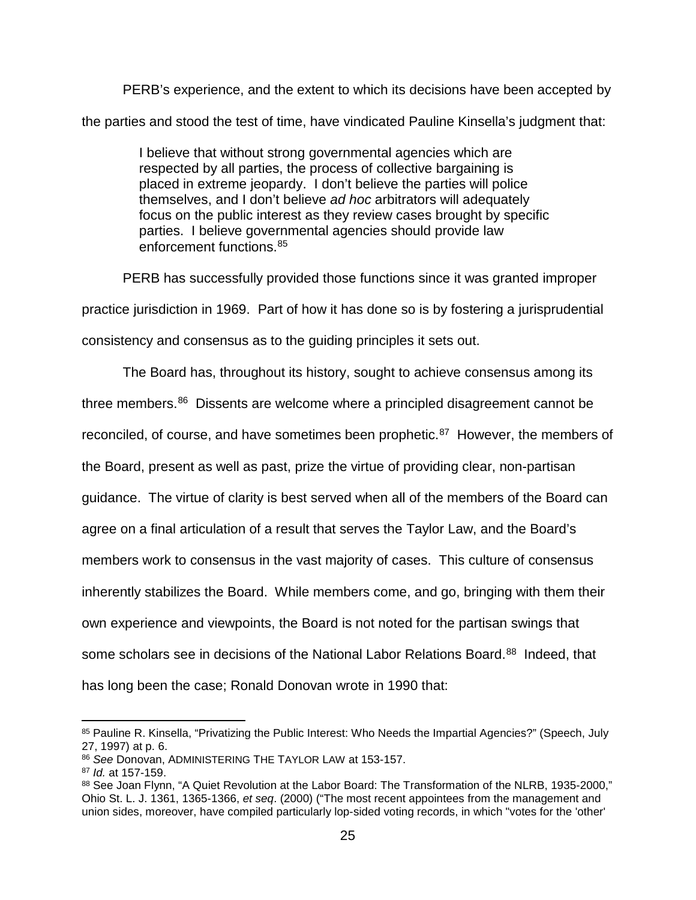PERB's experience, and the extent to which its decisions have been accepted by the parties and stood the test of time, have vindicated Pauline Kinsella's judgment that:

> I believe that without strong governmental agencies which are respected by all parties, the process of collective bargaining is placed in extreme jeopardy. I don't believe the parties will police themselves, and I don't believe *ad hoc* arbitrators will adequately focus on the public interest as they review cases brought by specific parties. I believe governmental agencies should provide law enforcement functions.[85]

PERB has successfully provided those functions since it was granted improper practice jurisdiction in 1969. Part of how it has done so is by fostering a jurisprudential consistency and consensus as to the guiding principles it sets out.

The Board has, throughout its history, sought to achieve consensus among its three members.[86] Dissents are welcome where a principled disagreement cannot be reconciled, of course, and have sometimes been prophetic.[87] However, the members of the Board, present as well as past, prize the virtue of providing clear, non-partisan guidance. The virtue of clarity is best served when all of the members of the Board can agree on a final articulation of a result that serves the Taylor Law, and the Board's members work to consensus in the vast majority of cases. This culture of consensus inherently stabilizes the Board. While members come, and go, bringing with them their own experience and viewpoints, the Board is not noted for the partisan swings that some scholars see in decisions of the National Labor Relations Board.[88] Indeed, that has long been the case; Ronald Donovan wrote in 1990 that:

---

[85] Pauline R. Kinsella, "Privatizing the Public Interest: Who Needs the Impartial Agencies?" (Speech, July 27, 1997) at p. 6.

[86] *See* Donovan, ADMINISTERING THE TAYLOR LAW at 153-157.

[87] *Id.* at 157-159.

[88] See Joan Flynn, "A Quiet Revolution at the Labor Board: The Transformation of the NLRB, 1935-2000," Ohio St. L. J. 1361, 1365-1366, *et seq*. (2000) ("The most recent appointees from the management and union sides, moreover, have compiled particularly lop-sided voting records, in which "votes for the 'other'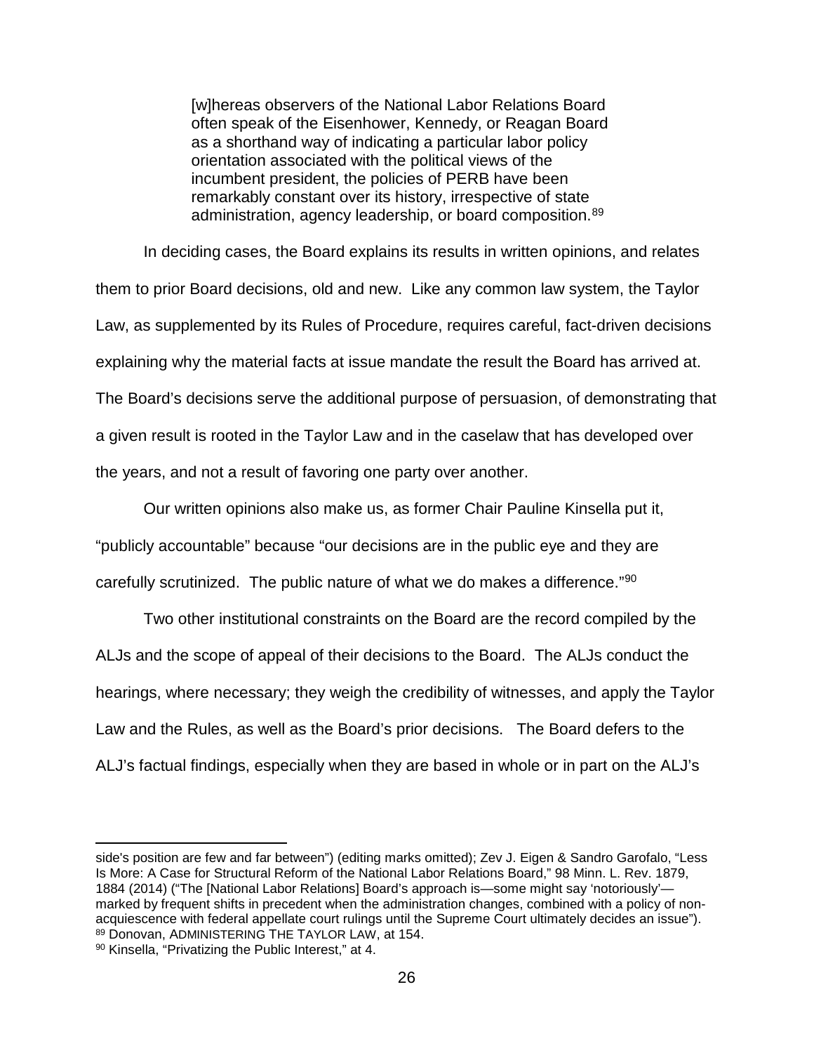> [w]hereas observers of the National Labor Relations Board often speak of the Eisenhower, Kennedy, or Reagan Board as a shorthand way of indicating a particular labor policy orientation associated with the political views of the incumbent president, the policies of PERB have been remarkably constant over its history, irrespective of state administration, agency leadership, or board composition.[89]

In deciding cases, the Board explains its results in written opinions, and relates them to prior Board decisions, old and new. Like any common law system, the Taylor Law, as supplemented by its Rules of Procedure, requires careful, fact-driven decisions explaining why the material facts at issue mandate the result the Board has arrived at. The Board's decisions serve the additional purpose of persuasion, of demonstrating that a given result is rooted in the Taylor Law and in the caselaw that has developed over the years, and not a result of favoring one party over another.

Our written opinions also make us, as former Chair Pauline Kinsella put it, "publicly accountable" because "our decisions are in the public eye and they are carefully scrutinized. The public nature of what we do makes a difference."[90]

Two other institutional constraints on the Board are the record compiled by the ALJs and the scope of appeal of their decisions to the Board. The ALJs conduct the hearings, where necessary; they weigh the credibility of witnesses, and apply the Taylor Law and the Rules, as well as the Board's prior decisions. The Board defers to the ALJ's factual findings, especially when they are based in whole or in part on the ALJ's

---

side's position are few and far between") (editing marks omitted); Zev J. Eigen & Sandro Garofalo, "Less Is More: A Case for Structural Reform of the National Labor Relations Board," 98 Minn. L. Rev. 1879, 1884 (2014) ("The [National Labor Relations] Board's approach is—some might say 'notoriously'—marked by frequent shifts in precedent when the administration changes, combined with a policy of non-acquiescence with federal appellate court rulings until the Supreme Court ultimately decides an issue").

[89] Donovan, ADMINISTERING THE TAYLOR LAW, at 154.

[90] Kinsella, "Privatizing the Public Interest," at 4.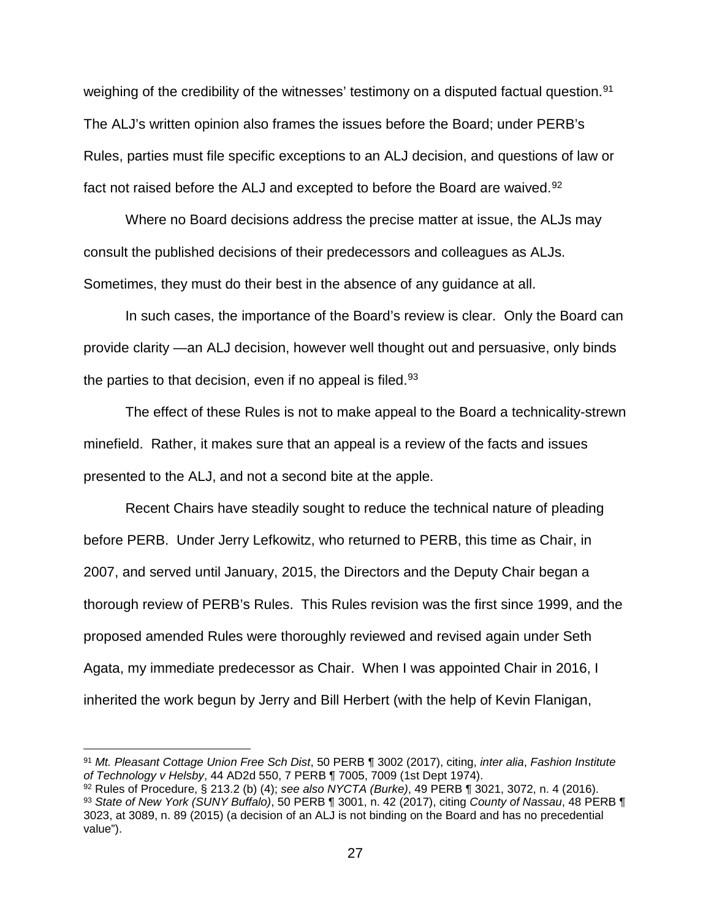weighing of the credibility of the witnesses' testimony on a disputed factual question.[91] The ALJ's written opinion also frames the issues before the Board; under PERB's Rules, parties must file specific exceptions to an ALJ decision, and questions of law or fact not raised before the ALJ and excepted to before the Board are waived.[92]

Where no Board decisions address the precise matter at issue, the ALJs may consult the published decisions of their predecessors and colleagues as ALJs. Sometimes, they must do their best in the absence of any guidance at all.

In such cases, the importance of the Board's review is clear. Only the Board can provide clarity —an ALJ decision, however well thought out and persuasive, only binds the parties to that decision, even if no appeal is filed.[93]

The effect of these Rules is not to make appeal to the Board a technicality-strewn minefield. Rather, it makes sure that an appeal is a review of the facts and issues presented to the ALJ, and not a second bite at the apple.

Recent Chairs have steadily sought to reduce the technical nature of pleading before PERB. Under Jerry Lefkowitz, who returned to PERB, this time as Chair, in 2007, and served until January, 2015, the Directors and the Deputy Chair began a thorough review of PERB's Rules. This Rules revision was the first since 1999, and the proposed amended Rules were thoroughly reviewed and revised again under Seth Agata, my immediate predecessor as Chair. When I was appointed Chair in 2016, I inherited the work begun by Jerry and Bill Herbert (with the help of Kevin Flanigan,

---

[91] *Mt. Pleasant Cottage Union Free Sch Dist*, 50 PERB ¶ 3002 (2017), citing, *inter alia*, *Fashion Institute of Technology v Helsby*, 44 AD2d 550, 7 PERB ¶ 7005, 7009 (1st Dept 1974).

[92] Rules of Procedure, § 213.2 (b) (4); *see also NYCTA (Burke)*, 49 PERB ¶ 3021, 3072, n. 4 (2016).

[93] *State of New York (SUNY Buffalo)*, 50 PERB ¶ 3001, n. 42 (2017), citing *County of Nassau*, 48 PERB ¶ 3023, at 3089, n. 89 (2015) (a decision of an ALJ is not binding on the Board and has no precedential value").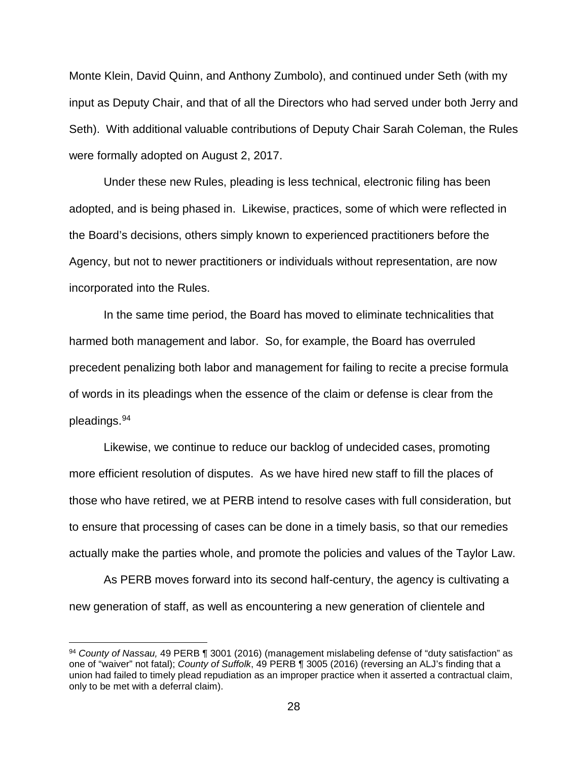Monte Klein, David Quinn, and Anthony Zumbolo), and continued under Seth (with my input as Deputy Chair, and that of all the Directors who had served under both Jerry and Seth). With additional valuable contributions of Deputy Chair Sarah Coleman, the Rules were formally adopted on August 2, 2017.

Under these new Rules, pleading is less technical, electronic filing has been adopted, and is being phased in. Likewise, practices, some of which were reflected in the Board's decisions, others simply known to experienced practitioners before the Agency, but not to newer practitioners or individuals without representation, are now incorporated into the Rules.

In the same time period, the Board has moved to eliminate technicalities that harmed both management and labor. So, for example, the Board has overruled precedent penalizing both labor and management for failing to recite a precise formula of words in its pleadings when the essence of the claim or defense is clear from the pleadings.[94]

Likewise, we continue to reduce our backlog of undecided cases, promoting more efficient resolution of disputes. As we have hired new staff to fill the places of those who have retired, we at PERB intend to resolve cases with full consideration, but to ensure that processing of cases can be done in a timely basis, so that our remedies actually make the parties whole, and promote the policies and values of the Taylor Law.

As PERB moves forward into its second half-century, the agency is cultivating a new generation of staff, as well as encountering a new generation of clientele and

---

[94] *County of Nassau,* 49 PERB ¶ 3001 (2016) (management mislabeling defense of "duty satisfaction" as one of "waiver" not fatal); *County of Suffolk*, 49 PERB ¶ 3005 (2016) (reversing an ALJ's finding that a union had failed to timely plead repudiation as an improper practice when it asserted a contractual claim, only to be met with a deferral claim).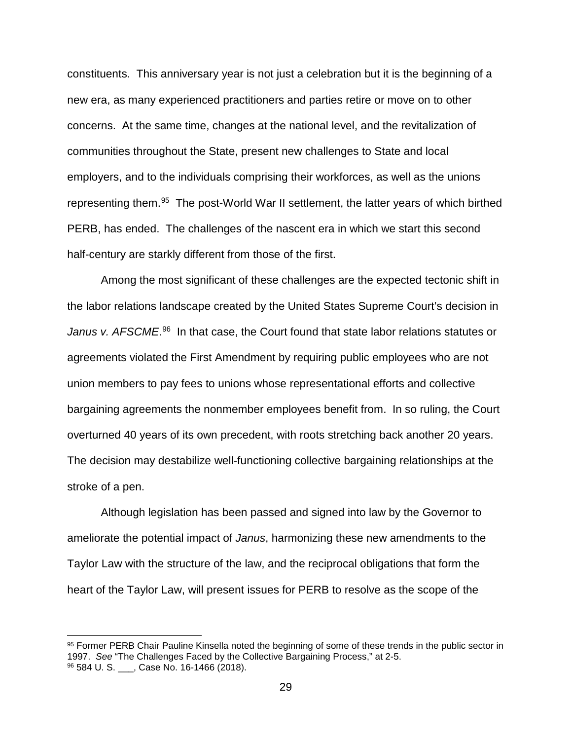constituents. This anniversary year is not just a celebration but it is the beginning of a new era, as many experienced practitioners and parties retire or move on to other concerns. At the same time, changes at the national level, and the revitalization of communities throughout the State, present new challenges to State and local employers, and to the individuals comprising their workforces, as well as the unions representing them.[95] The post-World War II settlement, the latter years of which birthed PERB, has ended. The challenges of the nascent era in which we start this second half-century are starkly different from those of the first.

Among the most significant of these challenges are the expected tectonic shift in the labor relations landscape created by the United States Supreme Court's decision in *Janus v. AFSCME*.[96] In that case, the Court found that state labor relations statutes or agreements violated the First Amendment by requiring public employees who are not union members to pay fees to unions whose representational efforts and collective bargaining agreements the nonmember employees benefit from. In so ruling, the Court overturned 40 years of its own precedent, with roots stretching back another 20 years. The decision may destabilize well-functioning collective bargaining relationships at the stroke of a pen.

Although legislation has been passed and signed into law by the Governor to ameliorate the potential impact of *Janus*, harmonizing these new amendments to the Taylor Law with the structure of the law, and the reciprocal obligations that form the heart of the Taylor Law, will present issues for PERB to resolve as the scope of the

---

[95] Former PERB Chair Pauline Kinsella noted the beginning of some of these trends in the public sector in 1997. *See* "The Challenges Faced by the Collective Bargaining Process," at 2-5.

[96] 584 U. S. ___, Case No. 16-1466 (2018).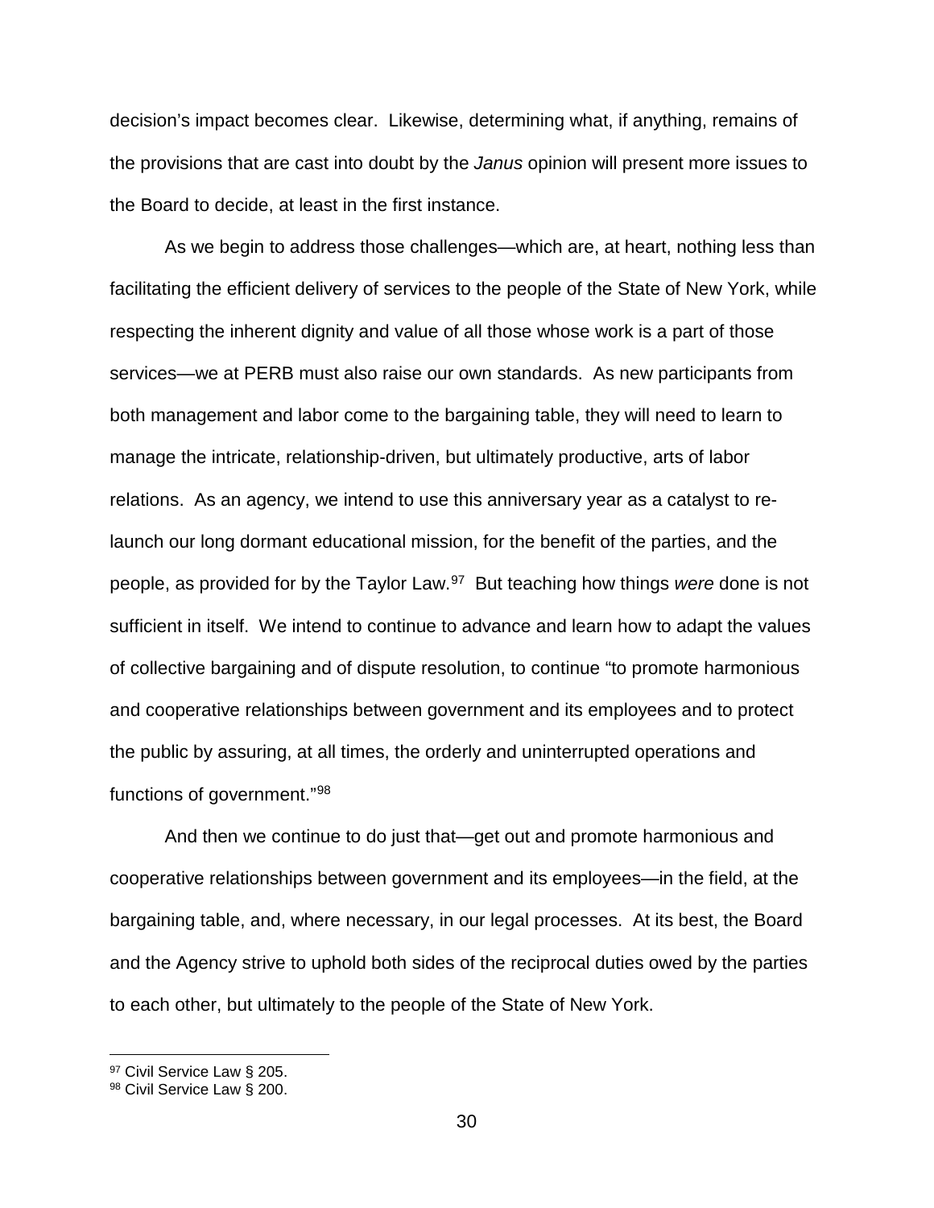decision's impact becomes clear. Likewise, determining what, if anything, remains of the provisions that are cast into doubt by the *Janus* opinion will present more issues to the Board to decide, at least in the first instance.

As we begin to address those challenges—which are, at heart, nothing less than facilitating the efficient delivery of services to the people of the State of New York, while respecting the inherent dignity and value of all those whose work is a part of those services—we at PERB must also raise our own standards. As new participants from both management and labor come to the bargaining table, they will need to learn to manage the intricate, relationship-driven, but ultimately productive, arts of labor relations. As an agency, we intend to use this anniversary year as a catalyst to re-launch our long dormant educational mission, for the benefit of the parties, and the people, as provided for by the Taylor Law.[97] But teaching how things *were* done is not sufficient in itself. We intend to continue to advance and learn how to adapt the values of collective bargaining and of dispute resolution, to continue "to promote harmonious and cooperative relationships between government and its employees and to protect the public by assuring, at all times, the orderly and uninterrupted operations and functions of government."[98]

And then we continue to do just that—get out and promote harmonious and cooperative relationships between government and its employees—in the field, at the bargaining table, and, where necessary, in our legal processes. At its best, the Board and the Agency strive to uphold both sides of the reciprocal duties owed by the parties to each other, but ultimately to the people of the State of New York.

---

[97] Civil Service Law § 205.

[98] Civil Service Law § 200.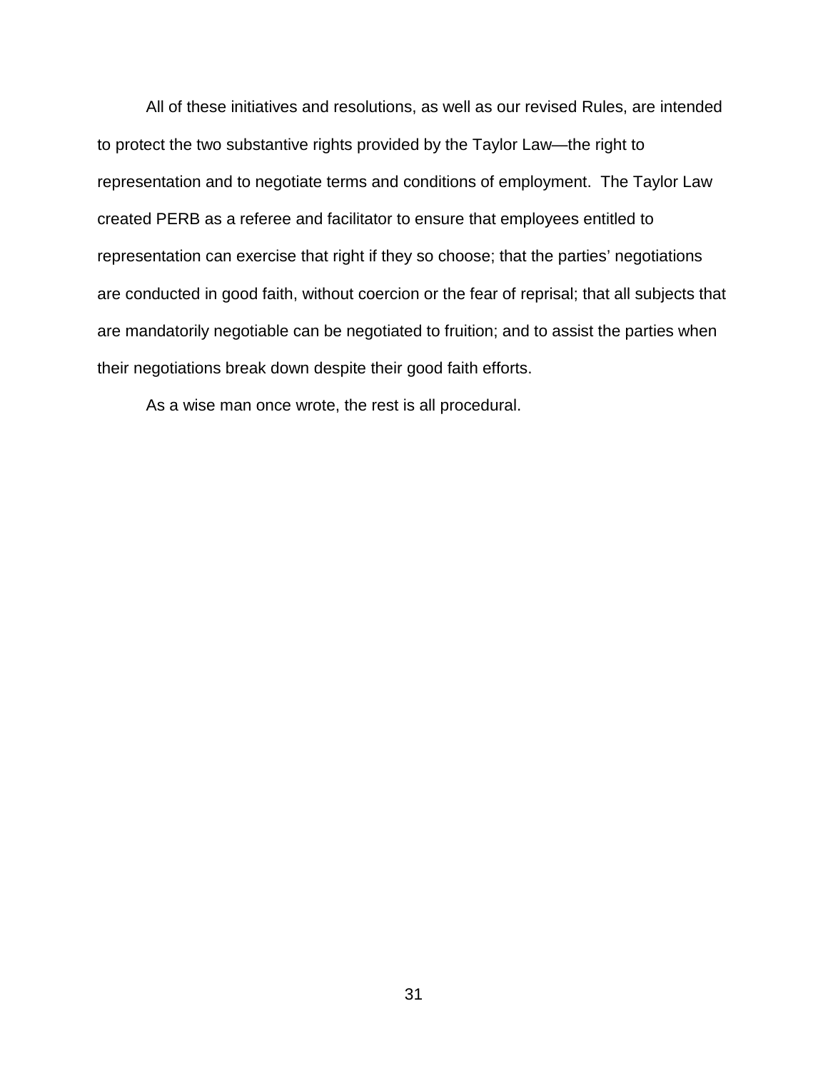All of these initiatives and resolutions, as well as our revised Rules, are intended to protect the two substantive rights provided by the Taylor Law—the right to representation and to negotiate terms and conditions of employment. The Taylor Law created PERB as a referee and facilitator to ensure that employees entitled to representation can exercise that right if they so choose; that the parties' negotiations are conducted in good faith, without coercion or the fear of reprisal; that all subjects that are mandatorily negotiable can be negotiated to fruition; and to assist the parties when their negotiations break down despite their good faith efforts.

As a wise man once wrote, the rest is all procedural.